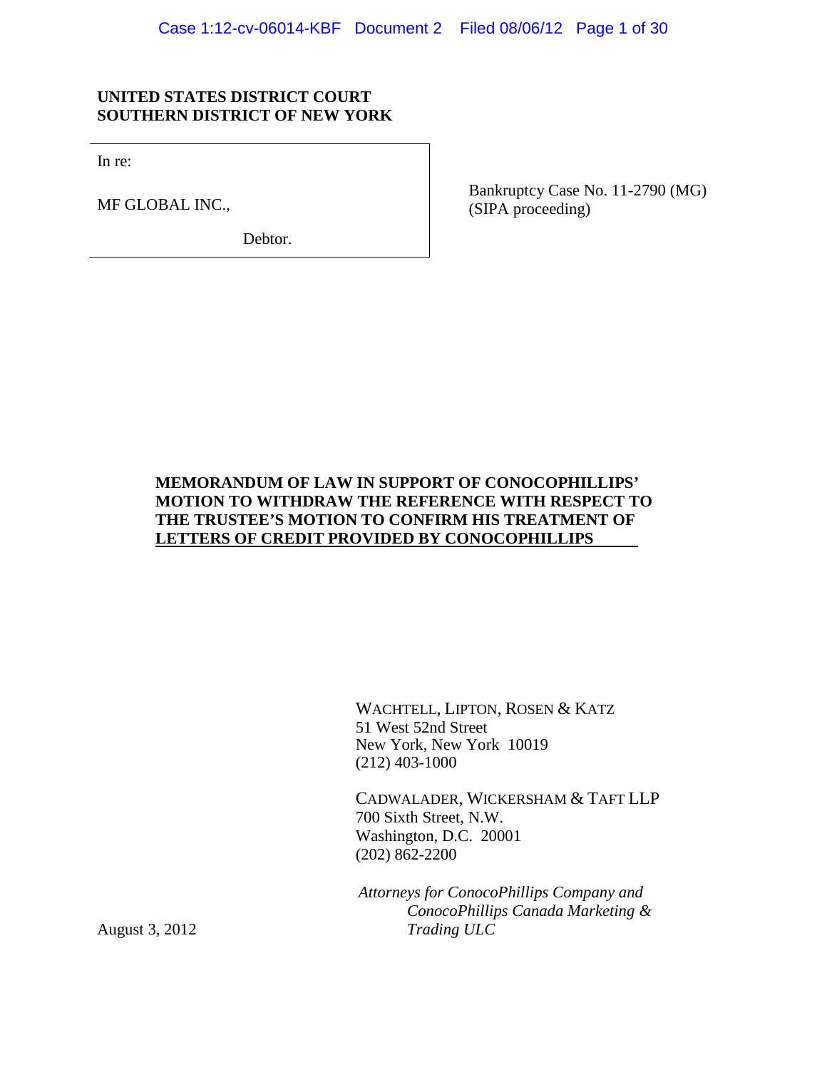**UNITED STATES DISTRICT COURT**
**SOUTHERN DISTRICT OF NEW YORK**

In re:

MF GLOBAL INC.,

Debtor.

Bankruptcy Case No. 11-2790 (MG)
(SIPA proceeding)

**MEMORANDUM OF LAW IN SUPPORT OF CONOCOPHILLIPS' MOTION TO WITHDRAW THE REFERENCE WITH RESPECT TO THE TRUSTEE'S MOTION TO CONFIRM HIS TREATMENT OF LETTERS OF CREDIT PROVIDED BY CONOCOPHILLIPS**

WACHTELL, LIPTON, ROSEN & KATZ
51 West 52nd Street
New York, New York 10019
(212) 403-1000

CADWALADER, WICKERSHAM & TAFT LLP
700 Sixth Street, N.W.
Washington, D.C. 20001
(202) 862-2200

*Attorneys for ConocoPhillips Company and ConocoPhillips Canada Marketing & Trading ULC*

August 3, 2012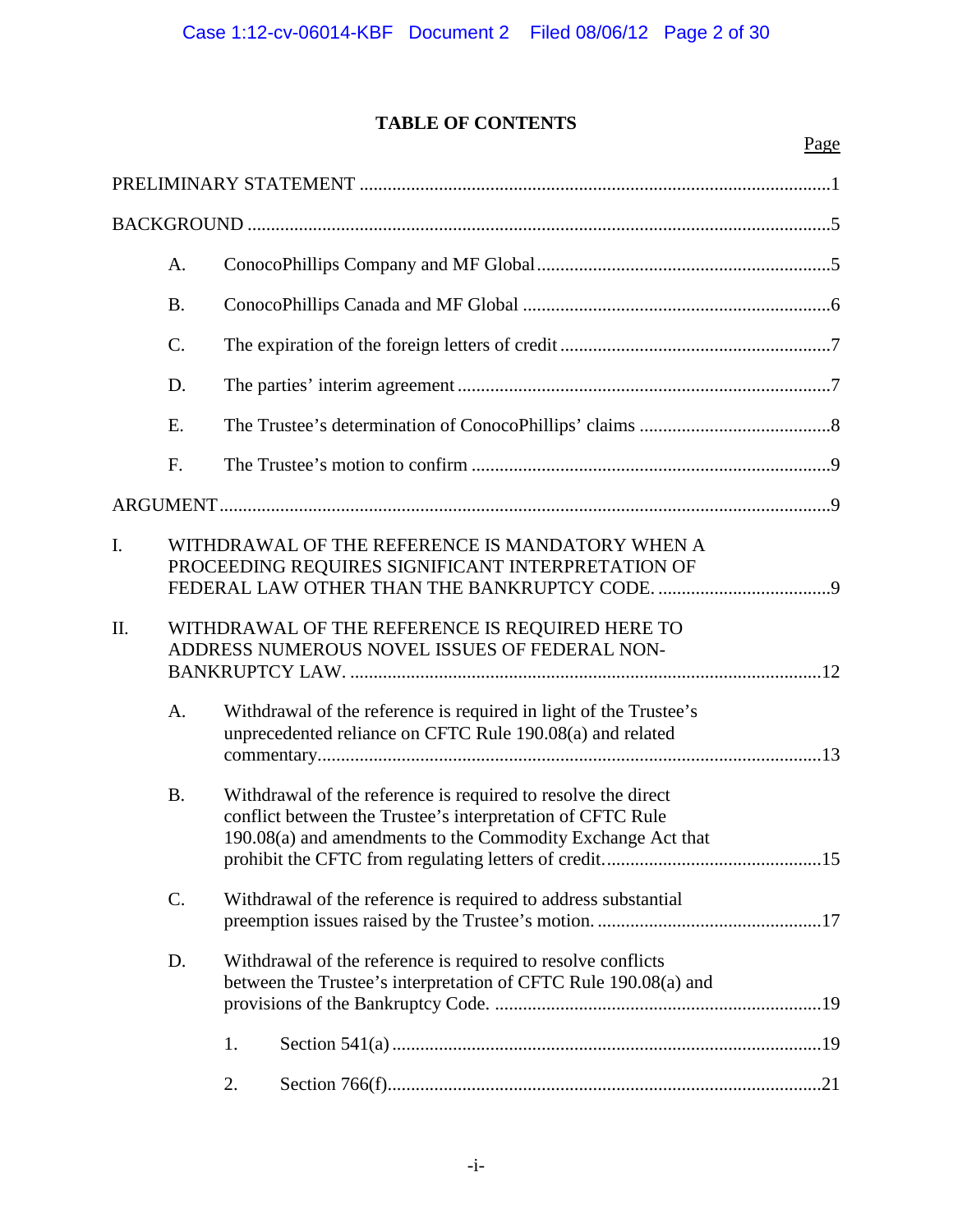# TABLE OF CONTENTS

| | Page |
|---|---|
| PRELIMINARY STATEMENT | 1 |
| BACKGROUND | 5 |
| A. ConocoPhillips Company and MF Global | 5 |
| B. ConocoPhillips Canada and MF Global | 6 |
| C. The expiration of the foreign letters of credit | 7 |
| D. The parties' interim agreement | 7 |
| E. The Trustee's determination of ConocoPhillips' claims | 8 |
| F. The Trustee's motion to confirm | 9 |
| ARGUMENT | 9 |
| I. WITHDRAWAL OF THE REFERENCE IS MANDATORY WHEN A PROCEEDING REQUIRES SIGNIFICANT INTERPRETATION OF FEDERAL LAW OTHER THAN THE BANKRUPTCY CODE. | 9 |
| II. WITHDRAWAL OF THE REFERENCE IS REQUIRED HERE TO ADDRESS NUMEROUS NOVEL ISSUES OF FEDERAL NON-BANKRUPTCY LAW. | 12 |
| A. Withdrawal of the reference is required in light of the Trustee's unprecedented reliance on CFTC Rule 190.08(a) and related commentary | 13 |
| B. Withdrawal of the reference is required to resolve the direct conflict between the Trustee's interpretation of CFTC Rule 190.08(a) and amendments to the Commodity Exchange Act that prohibit the CFTC from regulating letters of credit. | 15 |
| C. Withdrawal of the reference is required to address substantial preemption issues raised by the Trustee's motion. | 17 |
| D. Withdrawal of the reference is required to resolve conflicts between the Trustee's interpretation of CFTC Rule 190.08(a) and provisions of the Bankruptcy Code. | 19 |
| 1. Section 541(a) | 19 |
| 2. Section 766(f) | 21 |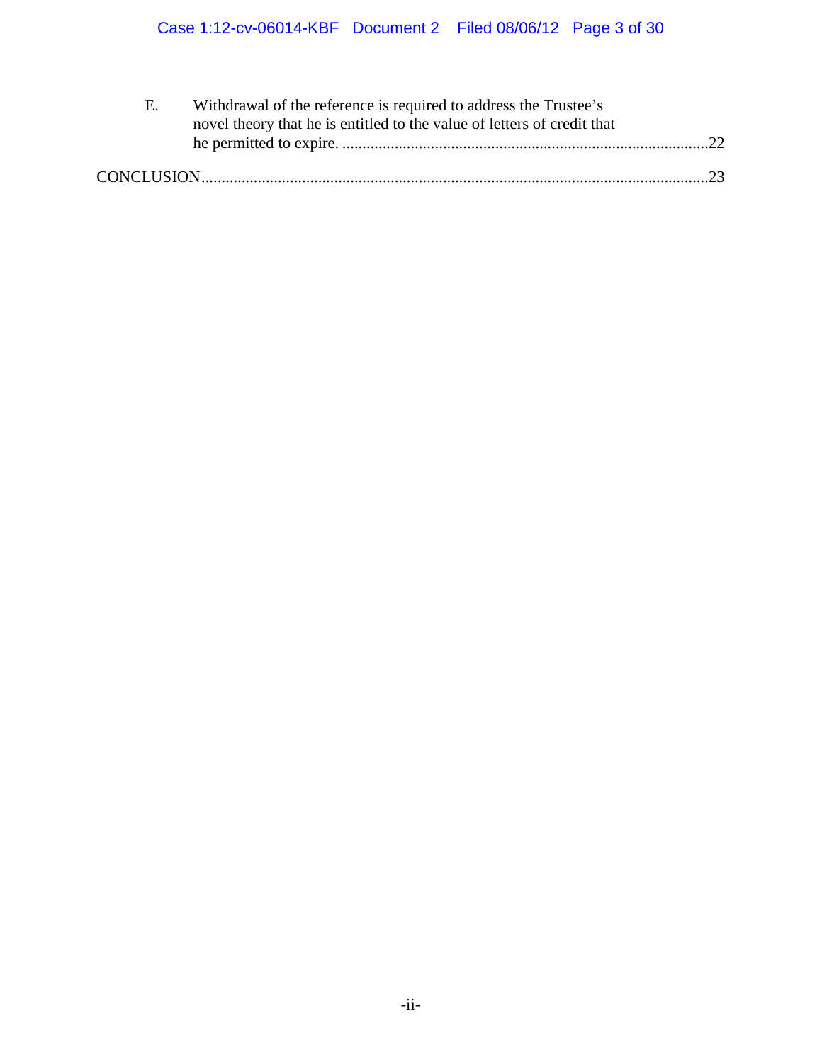E. Withdrawal of the reference is required to address the Trustee's novel theory that he is entitled to the value of letters of credit that he permitted to expire. ..........................................................................................22

CONCLUSION..........................................................................................................................23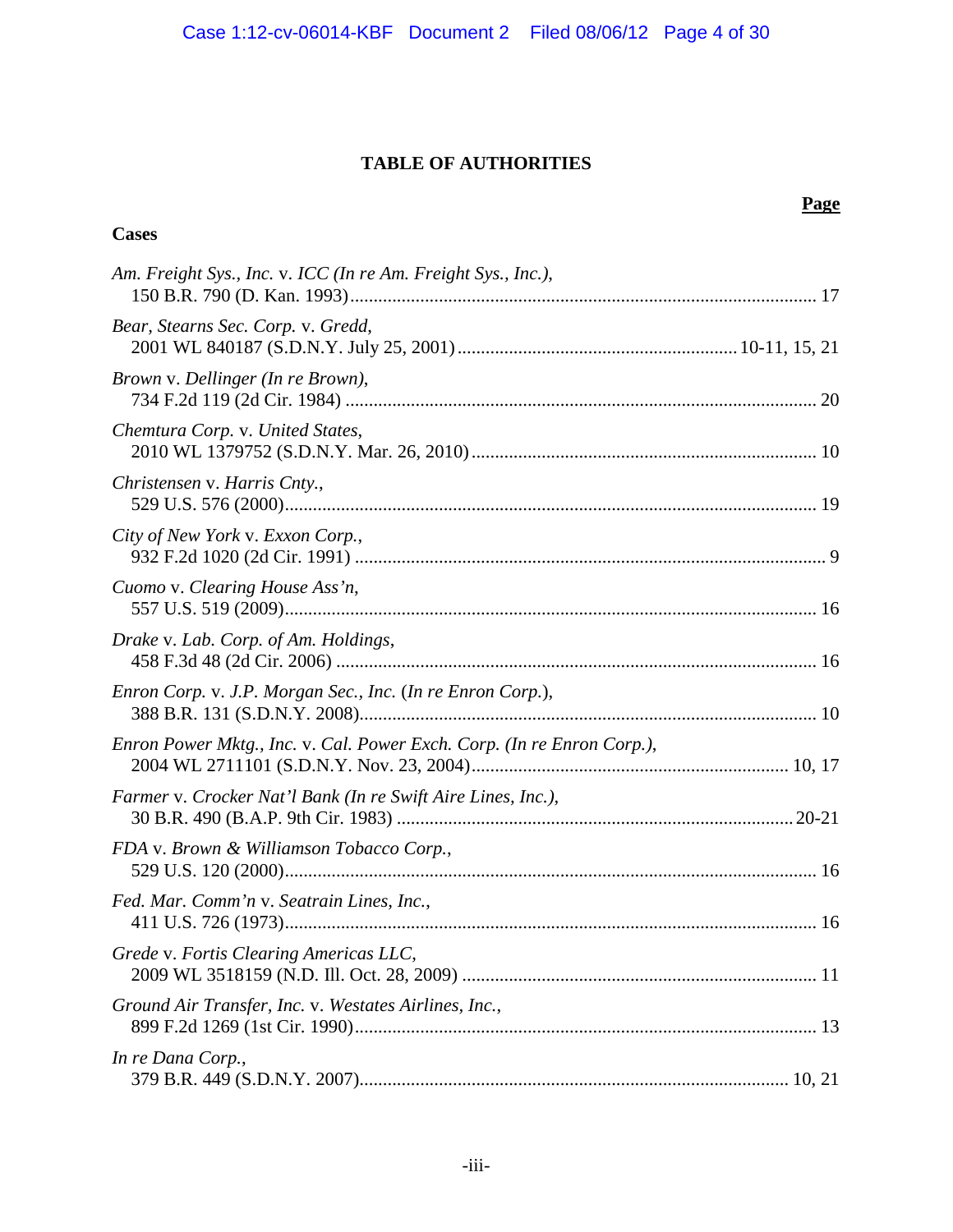# TABLE OF AUTHORITIES

**Page**

**Cases**

*Am. Freight Sys., Inc.* v. *ICC (In re Am. Freight Sys., Inc.)*,
150 B.R. 790 (D. Kan. 1993) .......... 17

*Bear, Stearns Sec. Corp.* v. *Gredd*,
2001 WL 840187 (S.D.N.Y. July 25, 2001) .......... 10-11, 15, 21

*Brown* v. *Dellinger (In re Brown)*,
734 F.2d 119 (2d Cir. 1984) .......... 20

*Chemtura Corp.* v. *United States*,
2010 WL 1379752 (S.D.N.Y. Mar. 26, 2010) .......... 10

*Christensen* v. *Harris Cnty.*,
529 U.S. 576 (2000) .......... 19

*City of New York* v. *Exxon Corp.*,
932 F.2d 1020 (2d Cir. 1991) .......... 9

*Cuomo* v. *Clearing House Ass'n*,
557 U.S. 519 (2009) .......... 16

*Drake* v. *Lab. Corp. of Am. Holdings*,
458 F.3d 48 (2d Cir. 2006) .......... 16

*Enron Corp.* v. *J.P. Morgan Sec., Inc.* (*In re Enron Corp.*),
388 B.R. 131 (S.D.N.Y. 2008) .......... 10

*Enron Power Mktg., Inc.* v. *Cal. Power Exch. Corp. (In re Enron Corp.)*,
2004 WL 2711101 (S.D.N.Y. Nov. 23, 2004) .......... 10, 17

*Farmer* v. *Crocker Nat'l Bank (In re Swift Aire Lines, Inc.)*,
30 B.R. 490 (B.A.P. 9th Cir. 1983) .......... 20-21

*FDA* v. *Brown & Williamson Tobacco Corp.*,
529 U.S. 120 (2000) .......... 16

*Fed. Mar. Comm'n* v. *Seatrain Lines, Inc.*,
411 U.S. 726 (1973) .......... 16

*Grede* v. *Fortis Clearing Americas LLC*,
2009 WL 3518159 (N.D. Ill. Oct. 28, 2009) .......... 11

*Ground Air Transfer, Inc.* v. *Westates Airlines, Inc.*,
899 F.2d 1269 (1st Cir. 1990) .......... 13

*In re Dana Corp.*,
379 B.R. 449 (S.D.N.Y. 2007) .......... 10, 21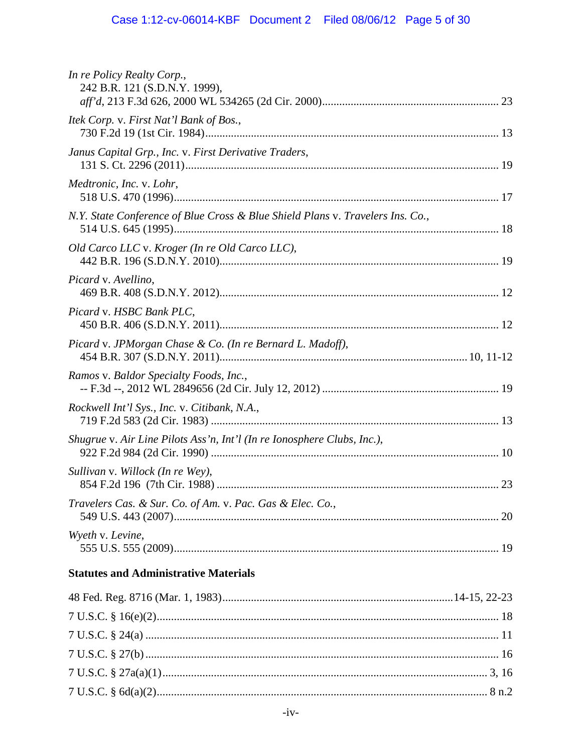*In re Policy Realty Corp.*,
242 B.R. 121 (S.D.N.Y. 1999),
*aff'd*, 213 F.3d 626, 2000 WL 534265 (2d Cir. 2000) ........................................................ 23

*Itek Corp.* v. *First Nat'l Bank of Bos.*,
730 F.2d 19 (1st Cir. 1984) ........................................................................................................ 13

*Janus Capital Grp., Inc.* v. *First Derivative Traders*,
131 S. Ct. 2296 (2011) ................................................................................................................ 19

*Medtronic, Inc.* v. *Lohr*,
518 U.S. 470 (1996) .................................................................................................................... 17

*N.Y. State Conference of Blue Cross & Blue Shield Plans* v. *Travelers Ins. Co.*,
514 U.S. 645 (1995) .................................................................................................................... 18

*Old Carco LLC* v. *Kroger (In re Old Carco LLC)*,
442 B.R. 196 (S.D.N.Y. 2010) .................................................................................................... 19

*Picard* v. *Avellino*,
469 B.R. 408 (S.D.N.Y. 2012) .................................................................................................... 12

*Picard* v. *HSBC Bank PLC*,
450 B.R. 406 (S.D.N.Y. 2011) .................................................................................................... 12

*Picard* v. *JPMorgan Chase & Co. (In re Bernard L. Madoff)*,
454 B.R. 307 (S.D.N.Y. 2011) ........................................................................................ 10, 11-12

*Ramos* v. *Baldor Specialty Foods, Inc.*,
-- F.3d --, 2012 WL 2849656 (2d Cir. July 12, 2012) ................................................................ 19

*Rockwell Int'l Sys., Inc.* v. *Citibank, N.A.*,
719 F.2d 583 (2d Cir. 1983) ....................................................................................................... 13

*Shugrue* v. *Air Line Pilots Ass'n, Int'l (In re Ionosphere Clubs, Inc.)*,
922 F.2d 984 (2d Cir. 1990) ....................................................................................................... 10

*Sullivan* v. *Willock (In re Wey)*,
854 F.2d 196 (7th Cir. 1988) ...................................................................................................... 23

*Travelers Cas. & Sur. Co. of Am.* v. *Pac. Gas & Elec. Co.*,
549 U.S. 443 (2007) .................................................................................................................... 20

*Wyeth* v. *Levine*,
555 U.S. 555 (2009) .................................................................................................................... 19

**Statutes and Administrative Materials**

48 Fed. Reg. 8716 (Mar. 1, 1983) ................................................................................. 14-15, 22-23

7 U.S.C. § 16(e)(2) ......................................................................................................................... 18

7 U.S.C. § 24(a) ............................................................................................................................. 11

7 U.S.C. § 27(b) ............................................................................................................................. 16

7 U.S.C. § 27a(a)(1) ................................................................................................................... 3, 16

7 U.S.C. § 6d(a)(2) ..................................................................................................................... 8 n.2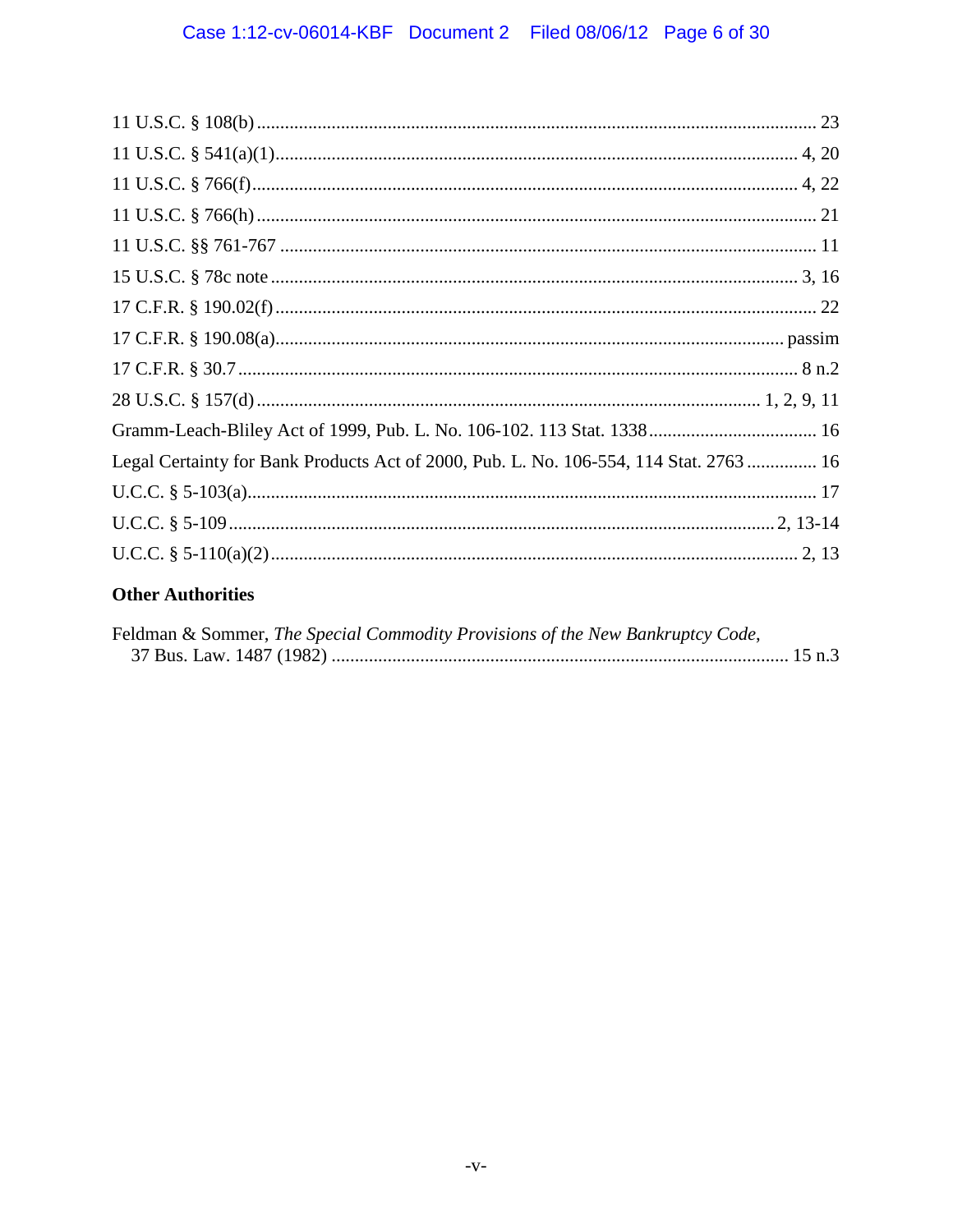11 U.S.C. § 108(b) ........................................................................................................ 23

11 U.S.C. § 541(a)(1)................................................................................................ 4, 20

11 U.S.C. § 766(f)..................................................................................................... 4, 22

11 U.S.C. § 766(h) ........................................................................................................ 21

11 U.S.C. §§ 761-767 .................................................................................................... 11

15 U.S.C. § 78c note ................................................................................................. 3, 16

17 C.F.R. § 190.02(f) .................................................................................................... 22

17 C.F.R. § 190.08(a)............................................................................................. passim

17 C.F.R. § 30.7 ......................................................................................................... 8 n.2

28 U.S.C. § 157(d) ........................................................................................... 1, 2, 9, 11

Gramm-Leach-Bliley Act of 1999, Pub. L. No. 106-102. 113 Stat. 1338.................................... 16

Legal Certainty for Bank Products Act of 2000, Pub. L. No. 106-554, 114 Stat. 2763 ............... 16

U.C.C. § 5-103(a)........................................................................................................... 17

U.C.C. § 5-109 ....................................................................................................... 2, 13-14

U.C.C. § 5-110(a)(2) ................................................................................................. 2, 13

## Other Authorities

Feldman & Sommer, *The Special Commodity Provisions of the New Bankruptcy Code*, 37 Bus. Law. 1487 (1982) ................................................................................... 15 n.3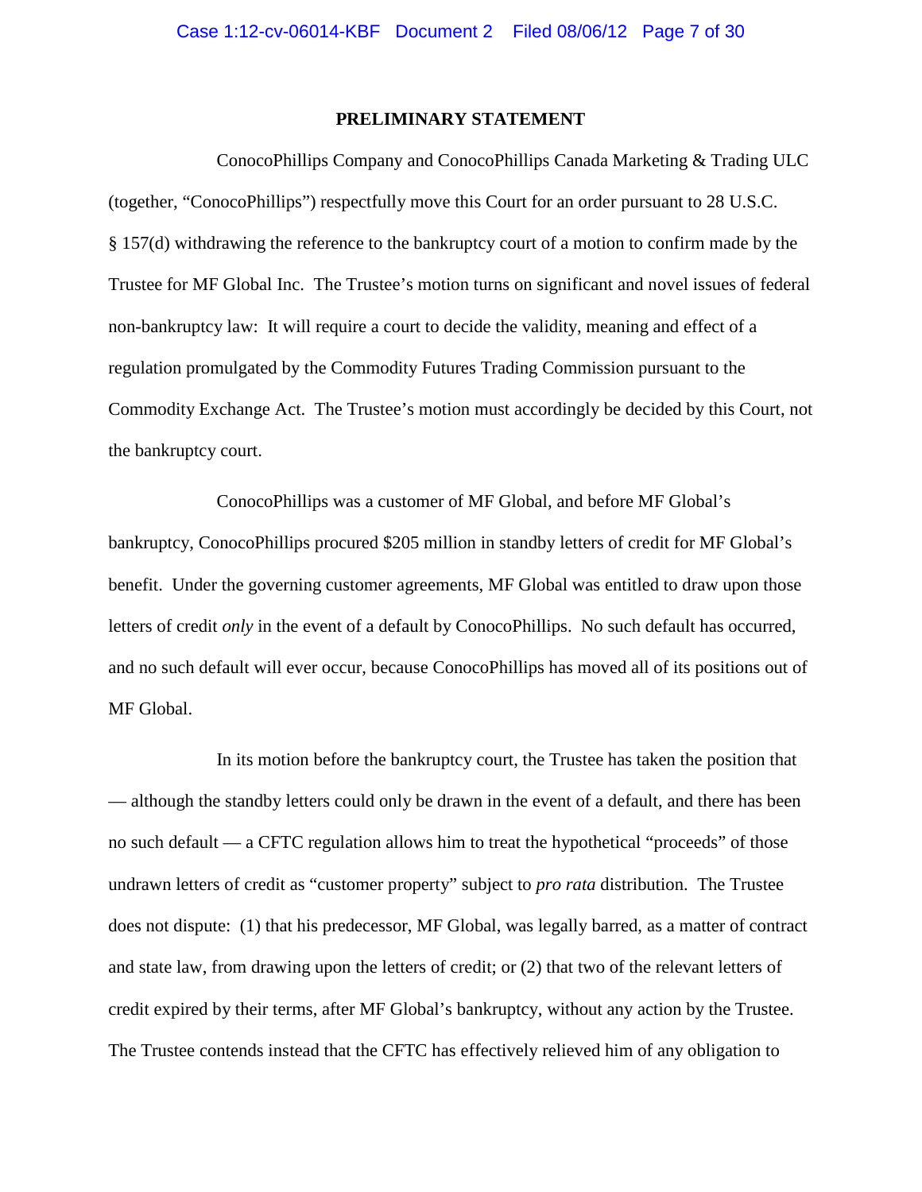## PRELIMINARY STATEMENT

ConocoPhillips Company and ConocoPhillips Canada Marketing & Trading ULC (together, "ConocoPhillips") respectfully move this Court for an order pursuant to 28 U.S.C. § 157(d) withdrawing the reference to the bankruptcy court of a motion to confirm made by the Trustee for MF Global Inc. The Trustee's motion turns on significant and novel issues of federal non-bankruptcy law: It will require a court to decide the validity, meaning and effect of a regulation promulgated by the Commodity Futures Trading Commission pursuant to the Commodity Exchange Act. The Trustee's motion must accordingly be decided by this Court, not the bankruptcy court.

ConocoPhillips was a customer of MF Global, and before MF Global's bankruptcy, ConocoPhillips procured $205 million in standby letters of credit for MF Global's benefit. Under the governing customer agreements, MF Global was entitled to draw upon those letters of credit *only* in the event of a default by ConocoPhillips. No such default has occurred, and no such default will ever occur, because ConocoPhillips has moved all of its positions out of MF Global.

In its motion before the bankruptcy court, the Trustee has taken the position that — although the standby letters could only be drawn in the event of a default, and there has been no such default — a CFTC regulation allows him to treat the hypothetical "proceeds" of those undrawn letters of credit as "customer property" subject to *pro rata* distribution. The Trustee does not dispute: (1) that his predecessor, MF Global, was legally barred, as a matter of contract and state law, from drawing upon the letters of credit; or (2) that two of the relevant letters of credit expired by their terms, after MF Global's bankruptcy, without any action by the Trustee. The Trustee contends instead that the CFTC has effectively relieved him of any obligation to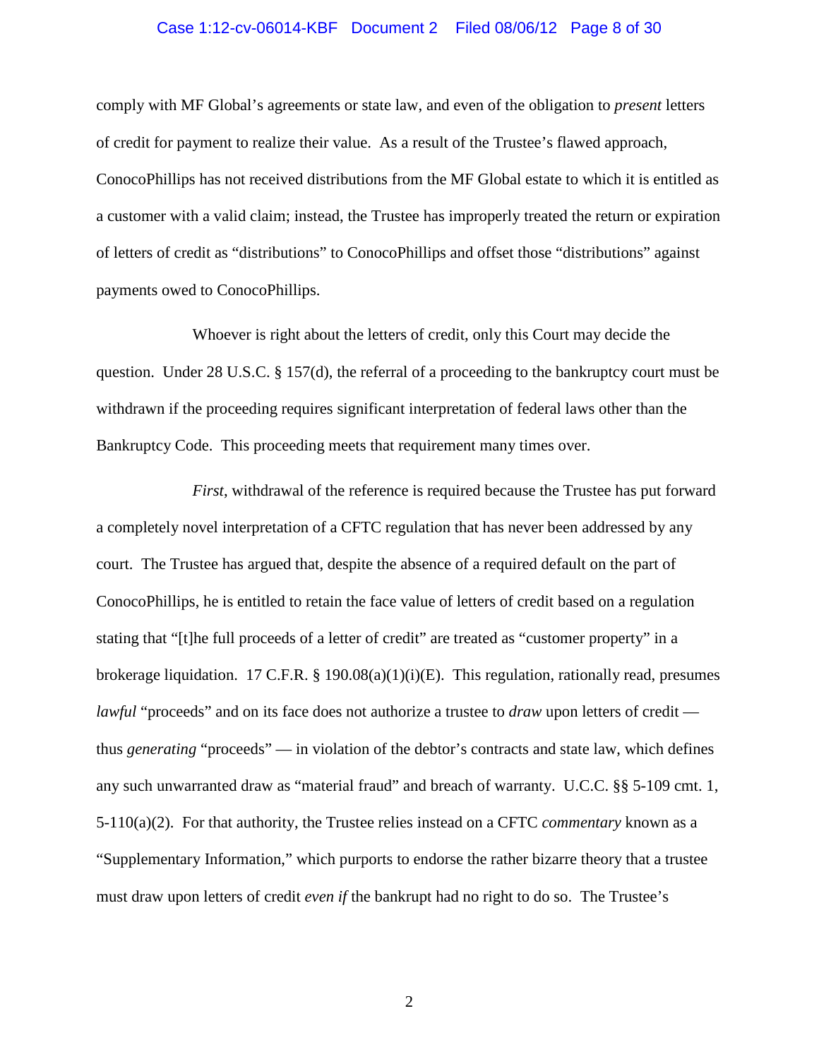comply with MF Global's agreements or state law, and even of the obligation to *present* letters of credit for payment to realize their value. As a result of the Trustee's flawed approach, ConocoPhillips has not received distributions from the MF Global estate to which it is entitled as a customer with a valid claim; instead, the Trustee has improperly treated the return or expiration of letters of credit as "distributions" to ConocoPhillips and offset those "distributions" against payments owed to ConocoPhillips.

Whoever is right about the letters of credit, only this Court may decide the question. Under 28 U.S.C. § 157(d), the referral of a proceeding to the bankruptcy court must be withdrawn if the proceeding requires significant interpretation of federal laws other than the Bankruptcy Code. This proceeding meets that requirement many times over.

*First*, withdrawal of the reference is required because the Trustee has put forward a completely novel interpretation of a CFTC regulation that has never been addressed by any court. The Trustee has argued that, despite the absence of a required default on the part of ConocoPhillips, he is entitled to retain the face value of letters of credit based on a regulation stating that "[t]he full proceeds of a letter of credit" are treated as "customer property" in a brokerage liquidation. 17 C.F.R. § 190.08(a)(1)(i)(E). This regulation, rationally read, presumes *lawful* "proceeds" and on its face does not authorize a trustee to *draw* upon letters of credit — thus *generating* "proceeds" — in violation of the debtor's contracts and state law, which defines any such unwarranted draw as "material fraud" and breach of warranty. U.C.C. §§ 5-109 cmt. 1, 5-110(a)(2). For that authority, the Trustee relies instead on a CFTC *commentary* known as a "Supplementary Information," which purports to endorse the rather bizarre theory that a trustee must draw upon letters of credit *even if* the bankrupt had no right to do so. The Trustee's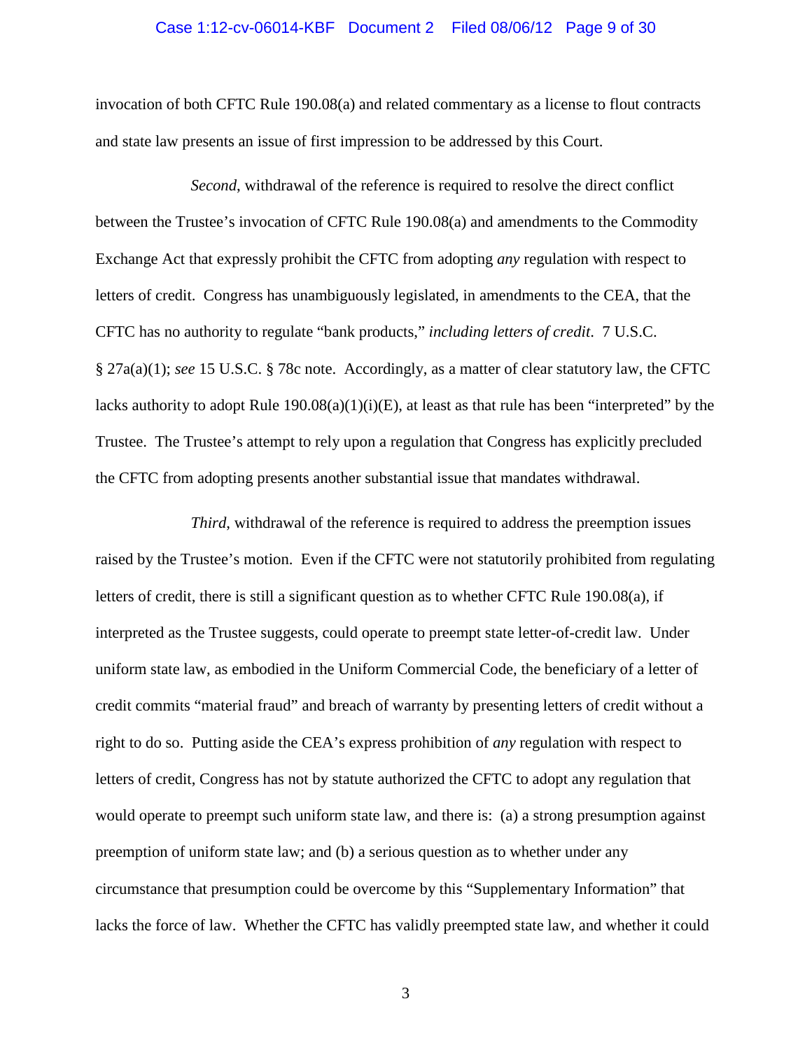invocation of both CFTC Rule 190.08(a) and related commentary as a license to flout contracts and state law presents an issue of first impression to be addressed by this Court.

*Second*, withdrawal of the reference is required to resolve the direct conflict between the Trustee's invocation of CFTC Rule 190.08(a) and amendments to the Commodity Exchange Act that expressly prohibit the CFTC from adopting *any* regulation with respect to letters of credit. Congress has unambiguously legislated, in amendments to the CEA, that the CFTC has no authority to regulate "bank products," *including letters of credit*. 7 U.S.C. § 27a(a)(1); *see* 15 U.S.C. § 78c note. Accordingly, as a matter of clear statutory law, the CFTC lacks authority to adopt Rule 190.08(a)(1)(i)(E), at least as that rule has been "interpreted" by the Trustee. The Trustee's attempt to rely upon a regulation that Congress has explicitly precluded the CFTC from adopting presents another substantial issue that mandates withdrawal.

*Third*, withdrawal of the reference is required to address the preemption issues raised by the Trustee's motion. Even if the CFTC were not statutorily prohibited from regulating letters of credit, there is still a significant question as to whether CFTC Rule 190.08(a), if interpreted as the Trustee suggests, could operate to preempt state letter-of-credit law. Under uniform state law, as embodied in the Uniform Commercial Code, the beneficiary of a letter of credit commits "material fraud" and breach of warranty by presenting letters of credit without a right to do so. Putting aside the CEA's express prohibition of *any* regulation with respect to letters of credit, Congress has not by statute authorized the CFTC to adopt any regulation that would operate to preempt such uniform state law, and there is: (a) a strong presumption against preemption of uniform state law; and (b) a serious question as to whether under any circumstance that presumption could be overcome by this "Supplementary Information" that lacks the force of law. Whether the CFTC has validly preempted state law, and whether it could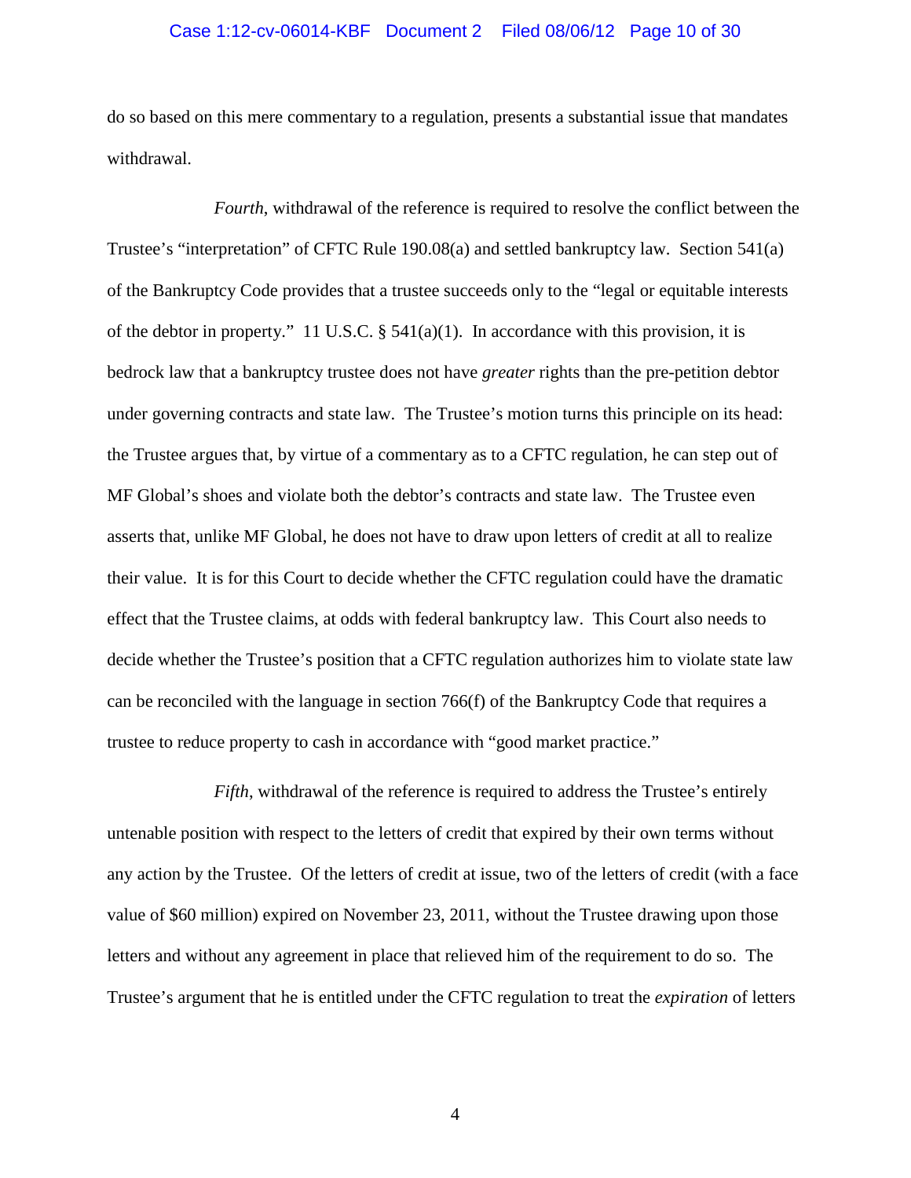do so based on this mere commentary to a regulation, presents a substantial issue that mandates withdrawal.

*Fourth*, withdrawal of the reference is required to resolve the conflict between the Trustee's "interpretation" of CFTC Rule 190.08(a) and settled bankruptcy law. Section 541(a) of the Bankruptcy Code provides that a trustee succeeds only to the "legal or equitable interests of the debtor in property." 11 U.S.C. § 541(a)(1). In accordance with this provision, it is bedrock law that a bankruptcy trustee does not have *greater* rights than the pre-petition debtor under governing contracts and state law. The Trustee's motion turns this principle on its head: the Trustee argues that, by virtue of a commentary as to a CFTC regulation, he can step out of MF Global's shoes and violate both the debtor's contracts and state law. The Trustee even asserts that, unlike MF Global, he does not have to draw upon letters of credit at all to realize their value. It is for this Court to decide whether the CFTC regulation could have the dramatic effect that the Trustee claims, at odds with federal bankruptcy law. This Court also needs to decide whether the Trustee's position that a CFTC regulation authorizes him to violate state law can be reconciled with the language in section 766(f) of the Bankruptcy Code that requires a trustee to reduce property to cash in accordance with "good market practice."

*Fifth*, withdrawal of the reference is required to address the Trustee's entirely untenable position with respect to the letters of credit that expired by their own terms without any action by the Trustee. Of the letters of credit at issue, two of the letters of credit (with a face value of $60 million) expired on November 23, 2011, without the Trustee drawing upon those letters and without any agreement in place that relieved him of the requirement to do so. The Trustee's argument that he is entitled under the CFTC regulation to treat the *expiration* of letters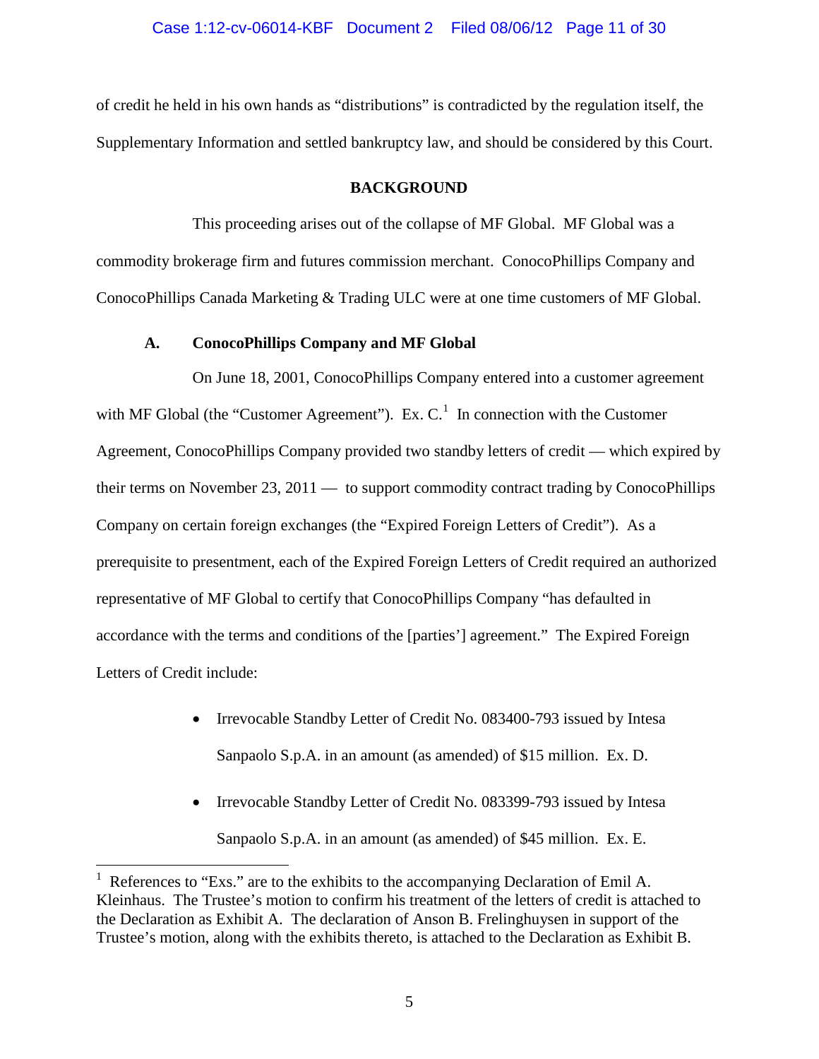of credit he held in his own hands as "distributions" is contradicted by the regulation itself, the Supplementary Information and settled bankruptcy law, and should be considered by this Court.

## BACKGROUND

This proceeding arises out of the collapse of MF Global. MF Global was a commodity brokerage firm and futures commission merchant. ConocoPhillips Company and ConocoPhillips Canada Marketing & Trading ULC were at one time customers of MF Global.

### A. ConocoPhillips Company and MF Global

On June 18, 2001, ConocoPhillips Company entered into a customer agreement with MF Global (the "Customer Agreement"). Ex. C.[1] In connection with the Customer Agreement, ConocoPhillips Company provided two standby letters of credit — which expired by their terms on November 23, 2011 — to support commodity contract trading by ConocoPhillips Company on certain foreign exchanges (the "Expired Foreign Letters of Credit"). As a prerequisite to presentment, each of the Expired Foreign Letters of Credit required an authorized representative of MF Global to certify that ConocoPhillips Company "has defaulted in accordance with the terms and conditions of the [parties'] agreement." The Expired Foreign Letters of Credit include:

- Irrevocable Standby Letter of Credit No. 083400-793 issued by Intesa Sanpaolo S.p.A. in an amount (as amended) of $15 million. Ex. D.
- Irrevocable Standby Letter of Credit No. 083399-793 issued by Intesa Sanpaolo S.p.A. in an amount (as amended) of $45 million. Ex. E.

[1] References to "Exs." are to the exhibits to the accompanying Declaration of Emil A. Kleinhaus. The Trustee's motion to confirm his treatment of the letters of credit is attached to the Declaration as Exhibit A. The declaration of Anson B. Frelinghuysen in support of the Trustee's motion, along with the exhibits thereto, is attached to the Declaration as Exhibit B.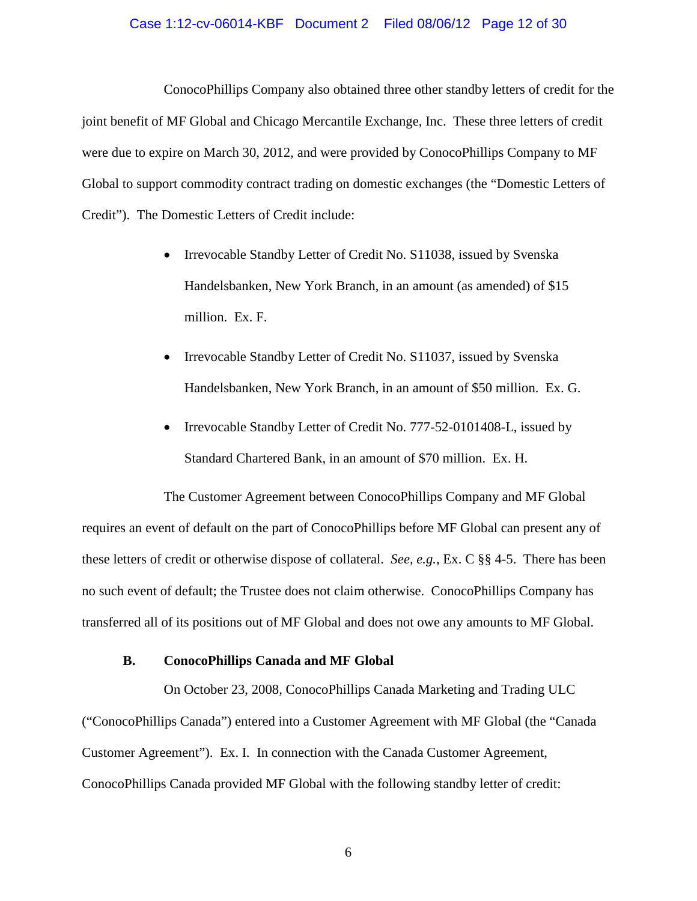ConocoPhillips Company also obtained three other standby letters of credit for the joint benefit of MF Global and Chicago Mercantile Exchange, Inc. These three letters of credit were due to expire on March 30, 2012, and were provided by ConocoPhillips Company to MF Global to support commodity contract trading on domestic exchanges (the "Domestic Letters of Credit"). The Domestic Letters of Credit include:

- Irrevocable Standby Letter of Credit No. S11038, issued by Svenska Handelsbanken, New York Branch, in an amount (as amended) of $15 million. Ex. F.
- Irrevocable Standby Letter of Credit No. S11037, issued by Svenska Handelsbanken, New York Branch, in an amount of $50 million. Ex. G.
- Irrevocable Standby Letter of Credit No. 777-52-0101408-L, issued by Standard Chartered Bank, in an amount of $70 million. Ex. H.

The Customer Agreement between ConocoPhillips Company and MF Global requires an event of default on the part of ConocoPhillips before MF Global can present any of these letters of credit or otherwise dispose of collateral. *See, e.g.*, Ex. C §§ 4-5. There has been no such event of default; the Trustee does not claim otherwise. ConocoPhillips Company has transferred all of its positions out of MF Global and does not owe any amounts to MF Global.

### B. ConocoPhillips Canada and MF Global

On October 23, 2008, ConocoPhillips Canada Marketing and Trading ULC ("ConocoPhillips Canada") entered into a Customer Agreement with MF Global (the "Canada Customer Agreement"). Ex. I. In connection with the Canada Customer Agreement, ConocoPhillips Canada provided MF Global with the following standby letter of credit: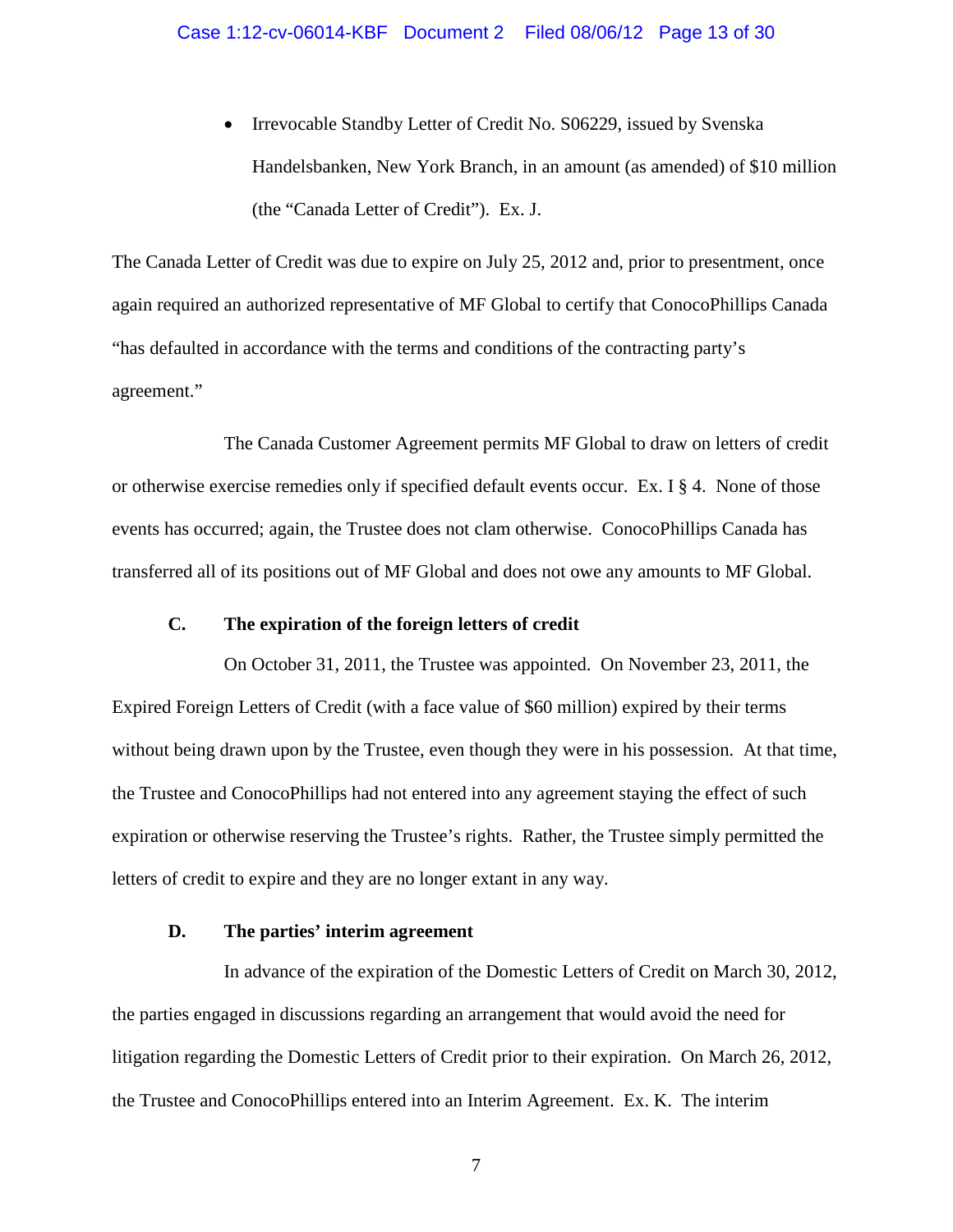- Irrevocable Standby Letter of Credit No. S06229, issued by Svenska Handelsbanken, New York Branch, in an amount (as amended) of $10 million (the "Canada Letter of Credit"). Ex. J.

The Canada Letter of Credit was due to expire on July 25, 2012 and, prior to presentment, once again required an authorized representative of MF Global to certify that ConocoPhillips Canada "has defaulted in accordance with the terms and conditions of the contracting party's agreement."

The Canada Customer Agreement permits MF Global to draw on letters of credit or otherwise exercise remedies only if specified default events occur. Ex. I § 4. None of those events has occurred; again, the Trustee does not clam otherwise. ConocoPhillips Canada has transferred all of its positions out of MF Global and does not owe any amounts to MF Global.

### C. The expiration of the foreign letters of credit

On October 31, 2011, the Trustee was appointed. On November 23, 2011, the Expired Foreign Letters of Credit (with a face value of $60 million) expired by their terms without being drawn upon by the Trustee, even though they were in his possession. At that time, the Trustee and ConocoPhillips had not entered into any agreement staying the effect of such expiration or otherwise reserving the Trustee's rights. Rather, the Trustee simply permitted the letters of credit to expire and they are no longer extant in any way.

### D. The parties' interim agreement

In advance of the expiration of the Domestic Letters of Credit on March 30, 2012, the parties engaged in discussions regarding an arrangement that would avoid the need for litigation regarding the Domestic Letters of Credit prior to their expiration. On March 26, 2012, the Trustee and ConocoPhillips entered into an Interim Agreement. Ex. K. The interim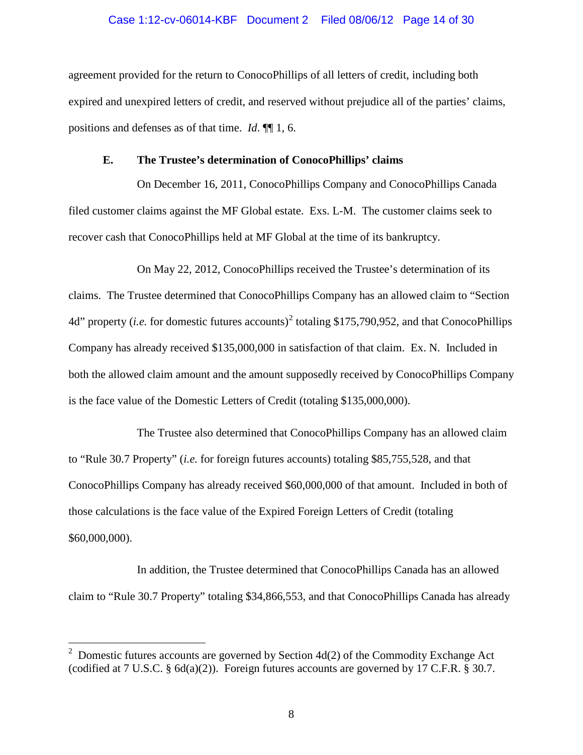agreement provided for the return to ConocoPhillips of all letters of credit, including both expired and unexpired letters of credit, and reserved without prejudice all of the parties' claims, positions and defenses as of that time. *Id*. ¶¶ 1, 6.

### E. The Trustee's determination of ConocoPhillips' claims

On December 16, 2011, ConocoPhillips Company and ConocoPhillips Canada filed customer claims against the MF Global estate. Exs. L-M. The customer claims seek to recover cash that ConocoPhillips held at MF Global at the time of its bankruptcy.

On May 22, 2012, ConocoPhillips received the Trustee's determination of its claims. The Trustee determined that ConocoPhillips Company has an allowed claim to "Section 4d" property (*i.e.* for domestic futures accounts)[2] totaling $175,790,952, and that ConocoPhillips Company has already received $135,000,000 in satisfaction of that claim. Ex. N. Included in both the allowed claim amount and the amount supposedly received by ConocoPhillips Company is the face value of the Domestic Letters of Credit (totaling $135,000,000).

The Trustee also determined that ConocoPhillips Company has an allowed claim to "Rule 30.7 Property" (*i.e.* for foreign futures accounts) totaling $85,755,528, and that ConocoPhillips Company has already received $60,000,000 of that amount. Included in both of those calculations is the face value of the Expired Foreign Letters of Credit (totaling $60,000,000).

In addition, the Trustee determined that ConocoPhillips Canada has an allowed claim to "Rule 30.7 Property" totaling $34,866,553, and that ConocoPhillips Canada has already

---

[2] Domestic futures accounts are governed by Section 4d(2) of the Commodity Exchange Act (codified at 7 U.S.C. § 6d(a)(2)). Foreign futures accounts are governed by 17 C.F.R. § 30.7.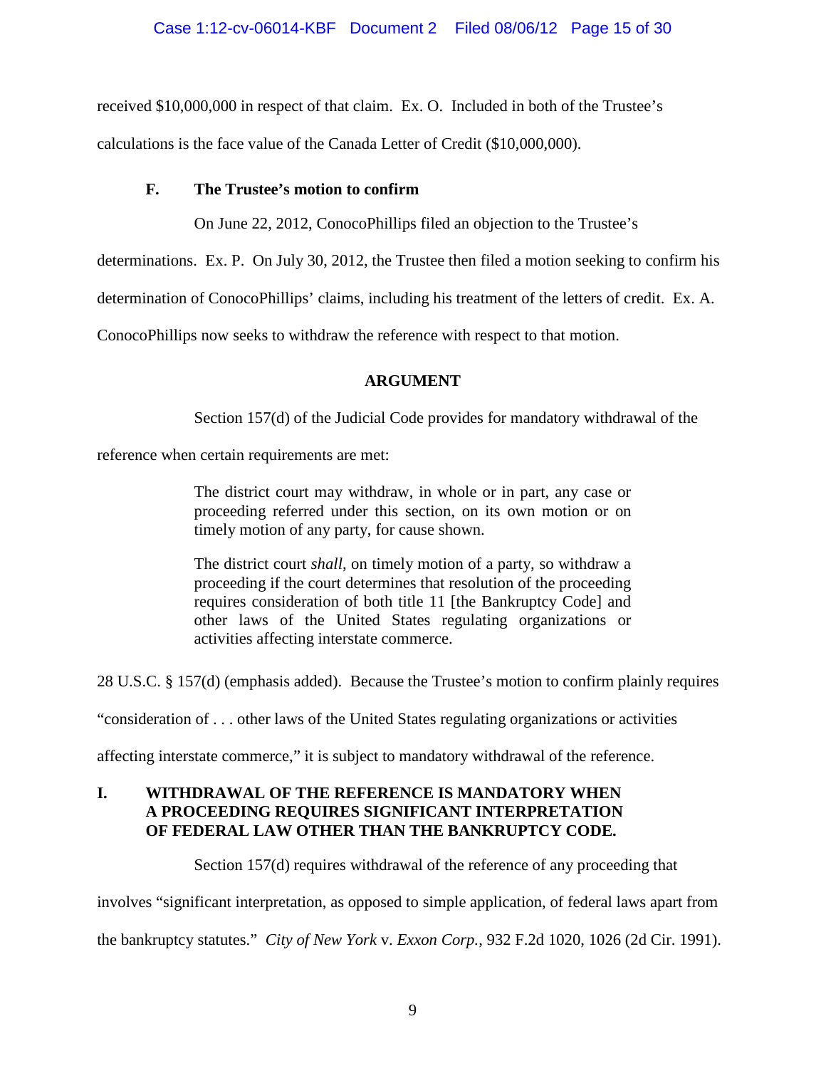received $10,000,000 in respect of that claim. Ex. O. Included in both of the Trustee's calculations is the face value of the Canada Letter of Credit ($10,000,000).

### F. The Trustee's motion to confirm

On June 22, 2012, ConocoPhillips filed an objection to the Trustee's determinations. Ex. P. On July 30, 2012, the Trustee then filed a motion seeking to confirm his determination of ConocoPhillips' claims, including his treatment of the letters of credit. Ex. A. ConocoPhillips now seeks to withdraw the reference with respect to that motion.

## ARGUMENT

Section 157(d) of the Judicial Code provides for mandatory withdrawal of the reference when certain requirements are met:

> The district court may withdraw, in whole or in part, any case or proceeding referred under this section, on its own motion or on timely motion of any party, for cause shown.
>
> The district court *shall*, on timely motion of a party, so withdraw a proceeding if the court determines that resolution of the proceeding requires consideration of both title 11 [the Bankruptcy Code] and other laws of the United States regulating organizations or activities affecting interstate commerce.

28 U.S.C. § 157(d) (emphasis added). Because the Trustee's motion to confirm plainly requires "consideration of . . . other laws of the United States regulating organizations or activities affecting interstate commerce," it is subject to mandatory withdrawal of the reference.

## I. WITHDRAWAL OF THE REFERENCE IS MANDATORY WHEN A PROCEEDING REQUIRES SIGNIFICANT INTERPRETATION OF FEDERAL LAW OTHER THAN THE BANKRUPTCY CODE.

Section 157(d) requires withdrawal of the reference of any proceeding that involves "significant interpretation, as opposed to simple application, of federal laws apart from the bankruptcy statutes." *City of New York* v. *Exxon Corp.*, 932 F.2d 1020, 1026 (2d Cir. 1991).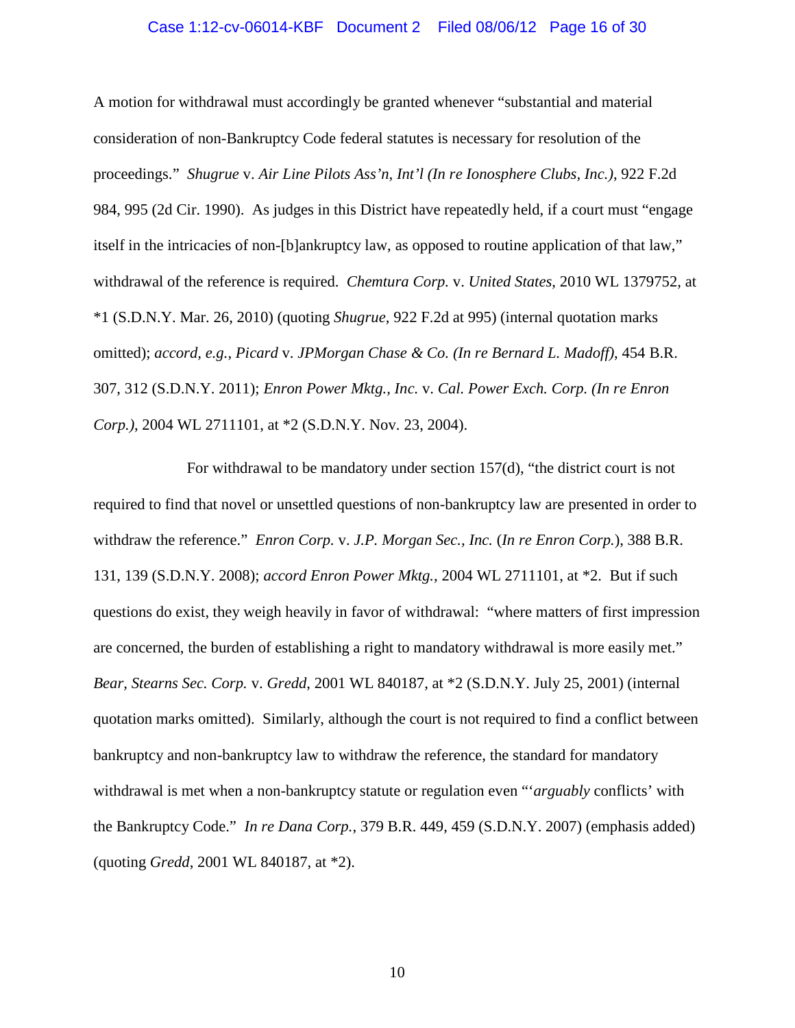A motion for withdrawal must accordingly be granted whenever "substantial and material consideration of non-Bankruptcy Code federal statutes is necessary for resolution of the proceedings." *Shugrue* v. *Air Line Pilots Ass'n, Int'l (In re Ionosphere Clubs, Inc.)*, 922 F.2d 984, 995 (2d Cir. 1990). As judges in this District have repeatedly held, if a court must "engage itself in the intricacies of non-[b]ankruptcy law, as opposed to routine application of that law," withdrawal of the reference is required. *Chemtura Corp.* v. *United States*, 2010 WL 1379752, at *1 (S.D.N.Y. Mar. 26, 2010) (quoting *Shugrue*, 922 F.2d at 995) (internal quotation marks omitted); *accord, e.g.*, *Picard* v. *JPMorgan Chase & Co. (In re Bernard L. Madoff)*, 454 B.R. 307, 312 (S.D.N.Y. 2011); *Enron Power Mktg., Inc.* v. *Cal. Power Exch. Corp. (In re Enron Corp.)*, 2004 WL 2711101, at *2 (S.D.N.Y. Nov. 23, 2004).

For withdrawal to be mandatory under section 157(d), "the district court is not required to find that novel or unsettled questions of non-bankruptcy law are presented in order to withdraw the reference." *Enron Corp.* v. *J.P. Morgan Sec., Inc.* (*In re Enron Corp.*), 388 B.R. 131, 139 (S.D.N.Y. 2008); *accord Enron Power Mktg.*, 2004 WL 2711101, at *2. But if such questions do exist, they weigh heavily in favor of withdrawal: "where matters of first impression are concerned, the burden of establishing a right to mandatory withdrawal is more easily met." *Bear, Stearns Sec. Corp.* v. *Gredd*, 2001 WL 840187, at *2 (S.D.N.Y. July 25, 2001) (internal quotation marks omitted). Similarly, although the court is not required to find a conflict between bankruptcy and non-bankruptcy law to withdraw the reference, the standard for mandatory withdrawal is met when a non-bankruptcy statute or regulation even "'*arguably* conflicts' with the Bankruptcy Code." *In re Dana Corp.*, 379 B.R. 449, 459 (S.D.N.Y. 2007) (emphasis added) (quoting *Gredd*, 2001 WL 840187, at *2).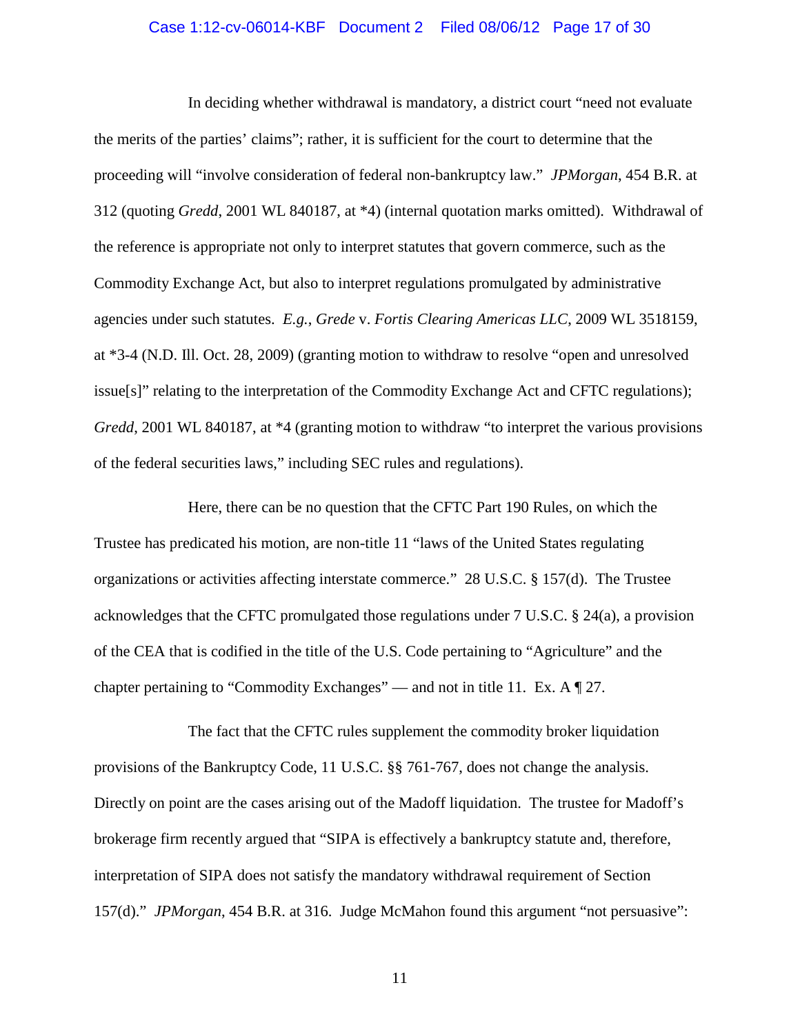In deciding whether withdrawal is mandatory, a district court "need not evaluate the merits of the parties' claims"; rather, it is sufficient for the court to determine that the proceeding will "involve consideration of federal non-bankruptcy law." *JPMorgan*, 454 B.R. at 312 (quoting *Gredd*, 2001 WL 840187, at *4) (internal quotation marks omitted). Withdrawal of the reference is appropriate not only to interpret statutes that govern commerce, such as the Commodity Exchange Act, but also to interpret regulations promulgated by administrative agencies under such statutes. *E.g.*, *Grede* v. *Fortis Clearing Americas LLC*, 2009 WL 3518159, at *3-4 (N.D. Ill. Oct. 28, 2009) (granting motion to withdraw to resolve "open and unresolved issue[s]" relating to the interpretation of the Commodity Exchange Act and CFTC regulations); *Gredd*, 2001 WL 840187, at *4 (granting motion to withdraw "to interpret the various provisions of the federal securities laws," including SEC rules and regulations).

Here, there can be no question that the CFTC Part 190 Rules, on which the Trustee has predicated his motion, are non-title 11 "laws of the United States regulating organizations or activities affecting interstate commerce." 28 U.S.C. § 157(d). The Trustee acknowledges that the CFTC promulgated those regulations under 7 U.S.C. § 24(a), a provision of the CEA that is codified in the title of the U.S. Code pertaining to "Agriculture" and the chapter pertaining to "Commodity Exchanges" — and not in title 11. Ex. A ¶ 27.

The fact that the CFTC rules supplement the commodity broker liquidation provisions of the Bankruptcy Code, 11 U.S.C. §§ 761-767, does not change the analysis. Directly on point are the cases arising out of the Madoff liquidation. The trustee for Madoff's brokerage firm recently argued that "SIPA is effectively a bankruptcy statute and, therefore, interpretation of SIPA does not satisfy the mandatory withdrawal requirement of Section 157(d)." *JPMorgan*, 454 B.R. at 316. Judge McMahon found this argument "not persuasive":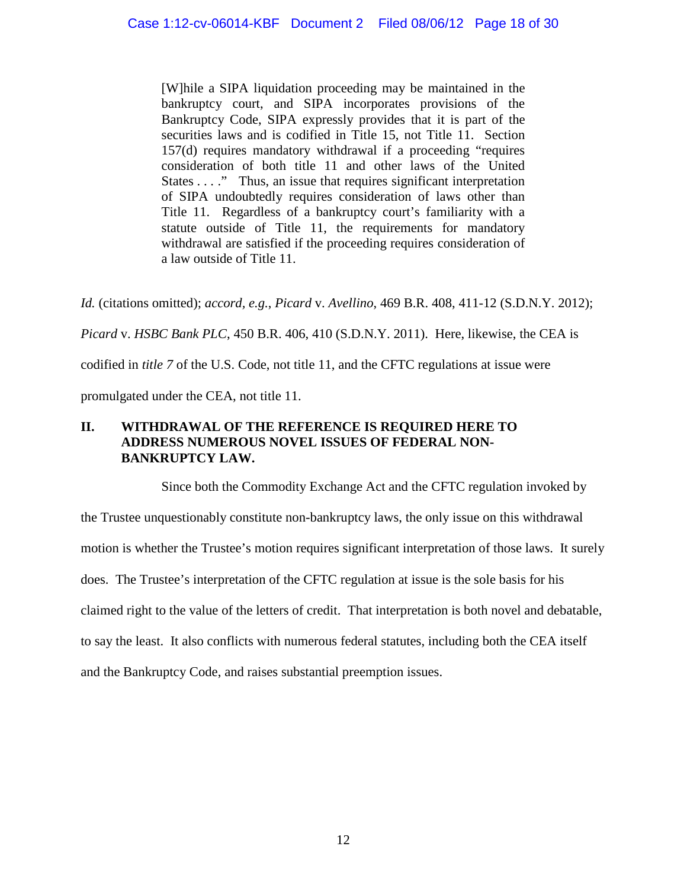> [W]hile a SIPA liquidation proceeding may be maintained in the bankruptcy court, and SIPA incorporates provisions of the Bankruptcy Code, SIPA expressly provides that it is part of the securities laws and is codified in Title 15, not Title 11. Section 157(d) requires mandatory withdrawal if a proceeding "requires consideration of both title 11 and other laws of the United States . . . ." Thus, an issue that requires significant interpretation of SIPA undoubtedly requires consideration of laws other than Title 11. Regardless of a bankruptcy court's familiarity with a statute outside of Title 11, the requirements for mandatory withdrawal are satisfied if the proceeding requires consideration of a law outside of Title 11.

*Id.* (citations omitted); *accord, e.g.*, *Picard* v. *Avellino*, 469 B.R. 408, 411-12 (S.D.N.Y. 2012); *Picard* v. *HSBC Bank PLC*, 450 B.R. 406, 410 (S.D.N.Y. 2011). Here, likewise, the CEA is codified in *title 7* of the U.S. Code, not title 11, and the CFTC regulations at issue were promulgated under the CEA, not title 11.

## II. WITHDRAWAL OF THE REFERENCE IS REQUIRED HERE TO ADDRESS NUMEROUS NOVEL ISSUES OF FEDERAL NON-BANKRUPTCY LAW.

Since both the Commodity Exchange Act and the CFTC regulation invoked by the Trustee unquestionably constitute non-bankruptcy laws, the only issue on this withdrawal motion is whether the Trustee's motion requires significant interpretation of those laws. It surely does. The Trustee's interpretation of the CFTC regulation at issue is the sole basis for his claimed right to the value of the letters of credit. That interpretation is both novel and debatable, to say the least. It also conflicts with numerous federal statutes, including both the CEA itself and the Bankruptcy Code, and raises substantial preemption issues.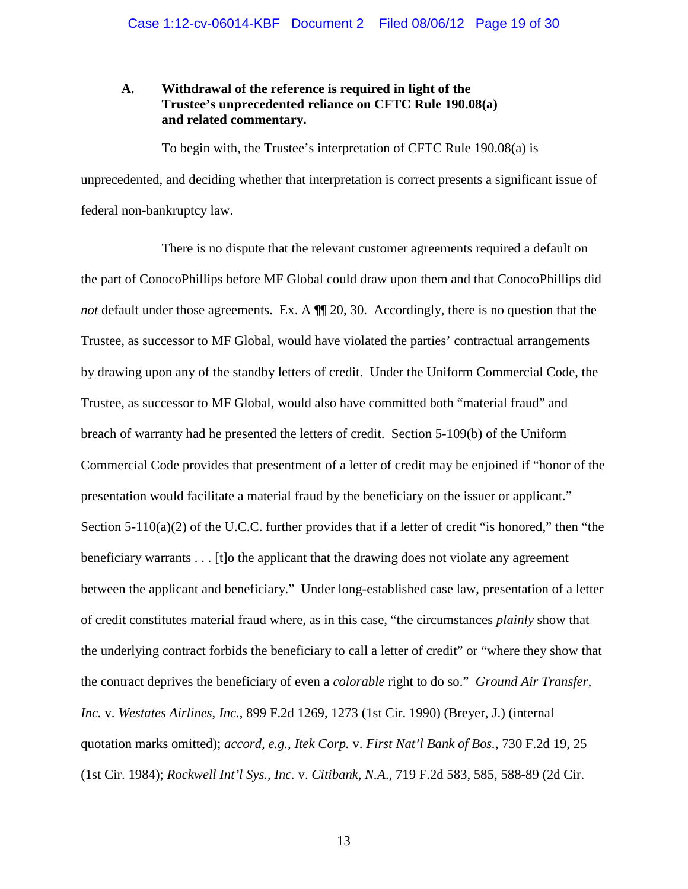### A. Withdrawal of the reference is required in light of the Trustee's unprecedented reliance on CFTC Rule 190.08(a) and related commentary.

To begin with, the Trustee's interpretation of CFTC Rule 190.08(a) is unprecedented, and deciding whether that interpretation is correct presents a significant issue of federal non-bankruptcy law.

There is no dispute that the relevant customer agreements required a default on the part of ConocoPhillips before MF Global could draw upon them and that ConocoPhillips did *not* default under those agreements. Ex. A ¶¶ 20, 30. Accordingly, there is no question that the Trustee, as successor to MF Global, would have violated the parties' contractual arrangements by drawing upon any of the standby letters of credit. Under the Uniform Commercial Code, the Trustee, as successor to MF Global, would also have committed both "material fraud" and breach of warranty had he presented the letters of credit. Section 5-109(b) of the Uniform Commercial Code provides that presentment of a letter of credit may be enjoined if "honor of the presentation would facilitate a material fraud by the beneficiary on the issuer or applicant." Section 5-110(a)(2) of the U.C.C. further provides that if a letter of credit "is honored," then "the beneficiary warrants . . . [t]o the applicant that the drawing does not violate any agreement between the applicant and beneficiary." Under long-established case law, presentation of a letter of credit constitutes material fraud where, as in this case, "the circumstances *plainly* show that the underlying contract forbids the beneficiary to call a letter of credit" or "where they show that the contract deprives the beneficiary of even a *colorable* right to do so." *Ground Air Transfer, Inc.* v. *Westates Airlines, Inc.*, 899 F.2d 1269, 1273 (1st Cir. 1990) (Breyer, J.) (internal quotation marks omitted); *accord, e.g.*, *Itek Corp.* v. *First Nat'l Bank of Bos.*, 730 F.2d 19, 25 (1st Cir. 1984); *Rockwell Int'l Sys., Inc.* v. *Citibank, N.A.*, 719 F.2d 583, 585, 588-89 (2d Cir.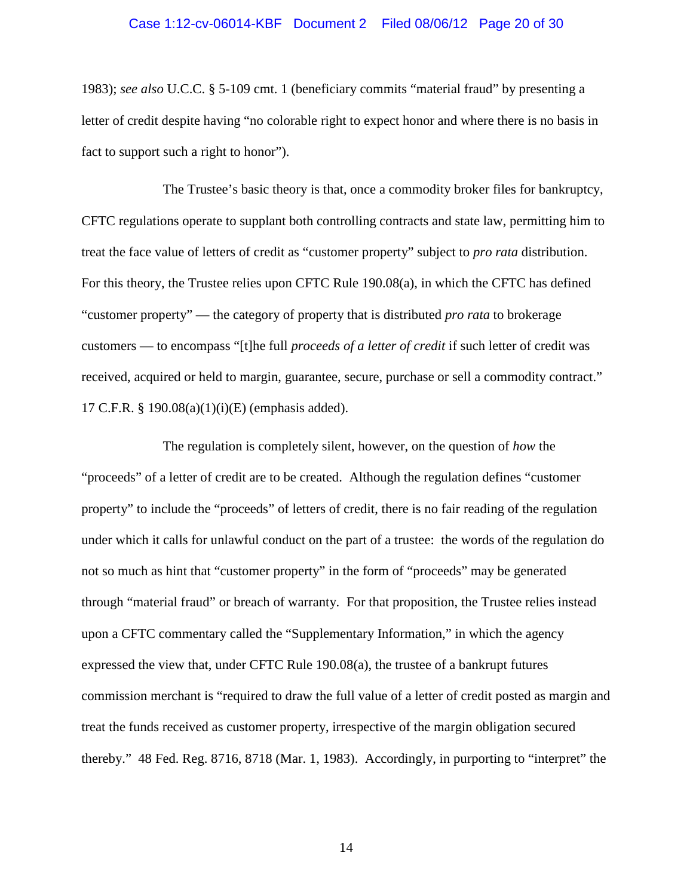1983); *see also* U.C.C. § 5-109 cmt. 1 (beneficiary commits "material fraud" by presenting a letter of credit despite having "no colorable right to expect honor and where there is no basis in fact to support such a right to honor").

The Trustee's basic theory is that, once a commodity broker files for bankruptcy, CFTC regulations operate to supplant both controlling contracts and state law, permitting him to treat the face value of letters of credit as "customer property" subject to *pro rata* distribution. For this theory, the Trustee relies upon CFTC Rule 190.08(a), in which the CFTC has defined "customer property" — the category of property that is distributed *pro rata* to brokerage customers — to encompass "[t]he full *proceeds of a letter of credit* if such letter of credit was received, acquired or held to margin, guarantee, secure, purchase or sell a commodity contract." 17 C.F.R. § 190.08(a)(1)(i)(E) (emphasis added).

The regulation is completely silent, however, on the question of *how* the "proceeds" of a letter of credit are to be created. Although the regulation defines "customer property" to include the "proceeds" of letters of credit, there is no fair reading of the regulation under which it calls for unlawful conduct on the part of a trustee: the words of the regulation do not so much as hint that "customer property" in the form of "proceeds" may be generated through "material fraud" or breach of warranty. For that proposition, the Trustee relies instead upon a CFTC commentary called the "Supplementary Information," in which the agency expressed the view that, under CFTC Rule 190.08(a), the trustee of a bankrupt futures commission merchant is "required to draw the full value of a letter of credit posted as margin and treat the funds received as customer property, irrespective of the margin obligation secured thereby." 48 Fed. Reg. 8716, 8718 (Mar. 1, 1983). Accordingly, in purporting to "interpret" the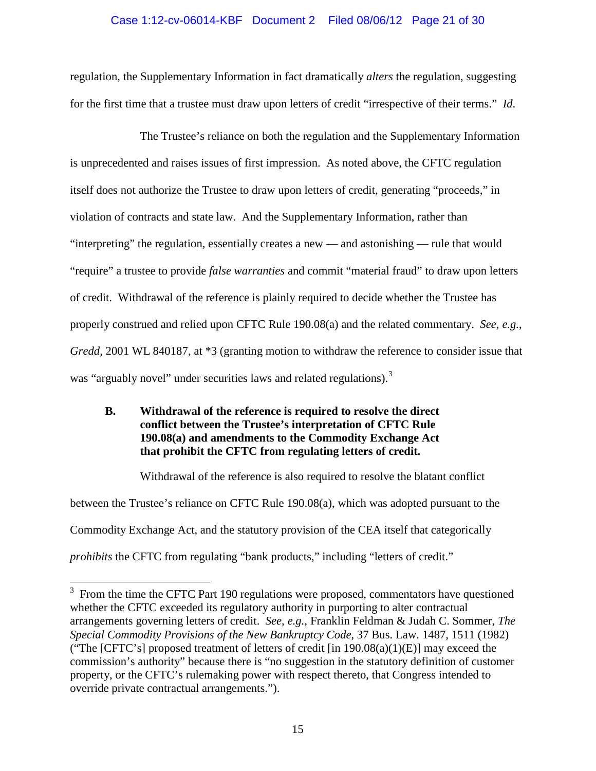regulation, the Supplementary Information in fact dramatically *alters* the regulation, suggesting for the first time that a trustee must draw upon letters of credit "irrespective of their terms." *Id.*

The Trustee's reliance on both the regulation and the Supplementary Information is unprecedented and raises issues of first impression. As noted above, the CFTC regulation itself does not authorize the Trustee to draw upon letters of credit, generating "proceeds," in violation of contracts and state law. And the Supplementary Information, rather than "interpreting" the regulation, essentially creates a new — and astonishing — rule that would "require" a trustee to provide *false warranties* and commit "material fraud" to draw upon letters of credit. Withdrawal of the reference is plainly required to decide whether the Trustee has properly construed and relied upon CFTC Rule 190.08(a) and the related commentary. *See, e.g.*, *Gredd*, 2001 WL 840187, at *3 (granting motion to withdraw the reference to consider issue that was "arguably novel" under securities laws and related regulations).[3]

### B. Withdrawal of the reference is required to resolve the direct conflict between the Trustee's interpretation of CFTC Rule 190.08(a) and amendments to the Commodity Exchange Act that prohibit the CFTC from regulating letters of credit.

Withdrawal of the reference is also required to resolve the blatant conflict between the Trustee's reliance on CFTC Rule 190.08(a), which was adopted pursuant to the Commodity Exchange Act, and the statutory provision of the CEA itself that categorically *prohibits* the CFTC from regulating "bank products," including "letters of credit."

---

[3] From the time the CFTC Part 190 regulations were proposed, commentators have questioned whether the CFTC exceeded its regulatory authority in purporting to alter contractual arrangements governing letters of credit. *See, e.g.*, Franklin Feldman & Judah C. Sommer, *The Special Commodity Provisions of the New Bankruptcy Code*, 37 Bus. Law. 1487, 1511 (1982) ("The [CFTC's] proposed treatment of letters of credit [in 190.08(a)(1)(E)] may exceed the commission's authority" because there is "no suggestion in the statutory definition of customer property, or the CFTC's rulemaking power with respect thereto, that Congress intended to override private contractual arrangements.").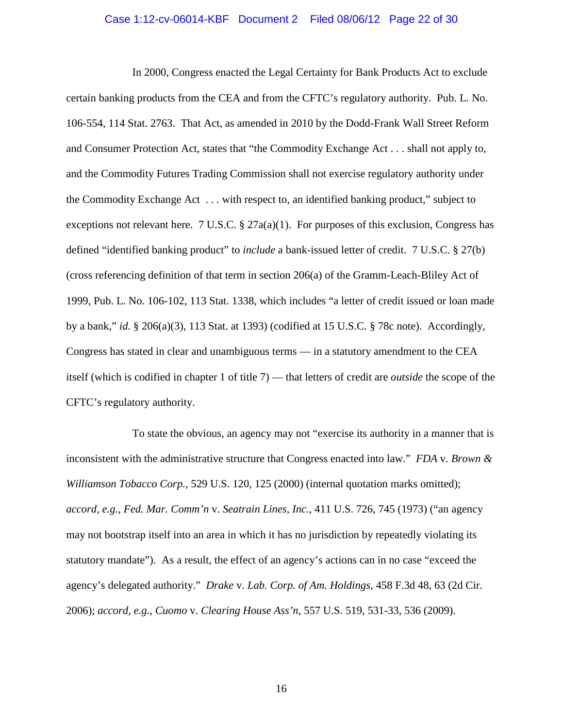In 2000, Congress enacted the Legal Certainty for Bank Products Act to exclude certain banking products from the CEA and from the CFTC's regulatory authority. Pub. L. No. 106-554, 114 Stat. 2763. That Act, as amended in 2010 by the Dodd-Frank Wall Street Reform and Consumer Protection Act, states that "the Commodity Exchange Act . . . shall not apply to, and the Commodity Futures Trading Commission shall not exercise regulatory authority under the Commodity Exchange Act . . . with respect to, an identified banking product," subject to exceptions not relevant here. 7 U.S.C. § 27a(a)(1). For purposes of this exclusion, Congress has defined "identified banking product" to *include* a bank-issued letter of credit. 7 U.S.C. § 27(b) (cross referencing definition of that term in section 206(a) of the Gramm-Leach-Bliley Act of 1999, Pub. L. No. 106-102, 113 Stat. 1338, which includes "a letter of credit issued or loan made by a bank," *id.* § 206(a)(3), 113 Stat. at 1393) (codified at 15 U.S.C. § 78c note). Accordingly, Congress has stated in clear and unambiguous terms — in a statutory amendment to the CEA itself (which is codified in chapter 1 of title 7) — that letters of credit are *outside* the scope of the CFTC's regulatory authority.

To state the obvious, an agency may not "exercise its authority in a manner that is inconsistent with the administrative structure that Congress enacted into law." *FDA* v. *Brown & Williamson Tobacco Corp.*, 529 U.S. 120, 125 (2000) (internal quotation marks omitted); *accord, e.g.*, *Fed. Mar. Comm'n* v. *Seatrain Lines, Inc.*, 411 U.S. 726, 745 (1973) ("an agency may not bootstrap itself into an area in which it has no jurisdiction by repeatedly violating its statutory mandate"). As a result, the effect of an agency's actions can in no case "exceed the agency's delegated authority." *Drake* v. *Lab. Corp. of Am. Holdings*, 458 F.3d 48, 63 (2d Cir. 2006); *accord, e.g.*, *Cuomo* v. *Clearing House Ass'n*, 557 U.S. 519, 531-33, 536 (2009).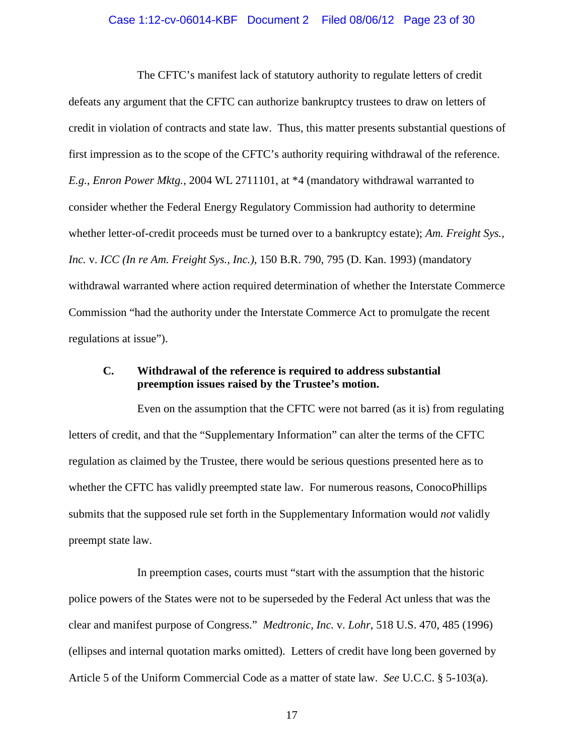The CFTC's manifest lack of statutory authority to regulate letters of credit defeats any argument that the CFTC can authorize bankruptcy trustees to draw on letters of credit in violation of contracts and state law. Thus, this matter presents substantial questions of first impression as to the scope of the CFTC's authority requiring withdrawal of the reference. *E.g.*, *Enron Power Mktg.*, 2004 WL 2711101, at *4 (mandatory withdrawal warranted to consider whether the Federal Energy Regulatory Commission had authority to determine whether letter-of-credit proceeds must be turned over to a bankruptcy estate); *Am. Freight Sys., Inc.* v. *ICC (In re Am. Freight Sys., Inc.)*, 150 B.R. 790, 795 (D. Kan. 1993) (mandatory withdrawal warranted where action required determination of whether the Interstate Commerce Commission "had the authority under the Interstate Commerce Act to promulgate the recent regulations at issue").

### C. Withdrawal of the reference is required to address substantial preemption issues raised by the Trustee's motion.

Even on the assumption that the CFTC were not barred (as it is) from regulating letters of credit, and that the "Supplementary Information" can alter the terms of the CFTC regulation as claimed by the Trustee, there would be serious questions presented here as to whether the CFTC has validly preempted state law. For numerous reasons, ConocoPhillips submits that the supposed rule set forth in the Supplementary Information would *not* validly preempt state law.

In preemption cases, courts must "start with the assumption that the historic police powers of the States were not to be superseded by the Federal Act unless that was the clear and manifest purpose of Congress." *Medtronic, Inc.* v. *Lohr*, 518 U.S. 470, 485 (1996) (ellipses and internal quotation marks omitted). Letters of credit have long been governed by Article 5 of the Uniform Commercial Code as a matter of state law. *See* U.C.C. § 5-103(a).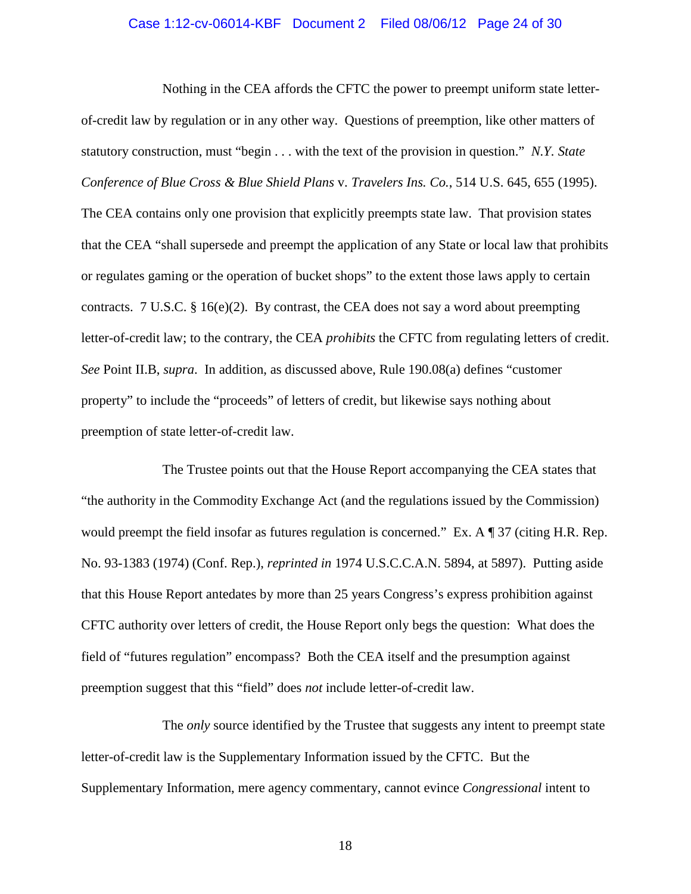Nothing in the CEA affords the CFTC the power to preempt uniform state letter-of-credit law by regulation or in any other way. Questions of preemption, like other matters of statutory construction, must "begin . . . with the text of the provision in question." *N.Y. State Conference of Blue Cross & Blue Shield Plans* v. *Travelers Ins. Co.*, 514 U.S. 645, 655 (1995). The CEA contains only one provision that explicitly preempts state law. That provision states that the CEA "shall supersede and preempt the application of any State or local law that prohibits or regulates gaming or the operation of bucket shops" to the extent those laws apply to certain contracts. 7 U.S.C. § 16(e)(2). By contrast, the CEA does not say a word about preempting letter-of-credit law; to the contrary, the CEA *prohibits* the CFTC from regulating letters of credit. *See* Point II.B, *supra*. In addition, as discussed above, Rule 190.08(a) defines "customer property" to include the "proceeds" of letters of credit, but likewise says nothing about preemption of state letter-of-credit law.

The Trustee points out that the House Report accompanying the CEA states that "the authority in the Commodity Exchange Act (and the regulations issued by the Commission) would preempt the field insofar as futures regulation is concerned." Ex. A ¶ 37 (citing H.R. Rep. No. 93-1383 (1974) (Conf. Rep.), *reprinted in* 1974 U.S.C.C.A.N. 5894, at 5897). Putting aside that this House Report antedates by more than 25 years Congress's express prohibition against CFTC authority over letters of credit, the House Report only begs the question: What does the field of "futures regulation" encompass? Both the CEA itself and the presumption against preemption suggest that this "field" does *not* include letter-of-credit law.

The *only* source identified by the Trustee that suggests any intent to preempt state letter-of-credit law is the Supplementary Information issued by the CFTC. But the Supplementary Information, mere agency commentary, cannot evince *Congressional* intent to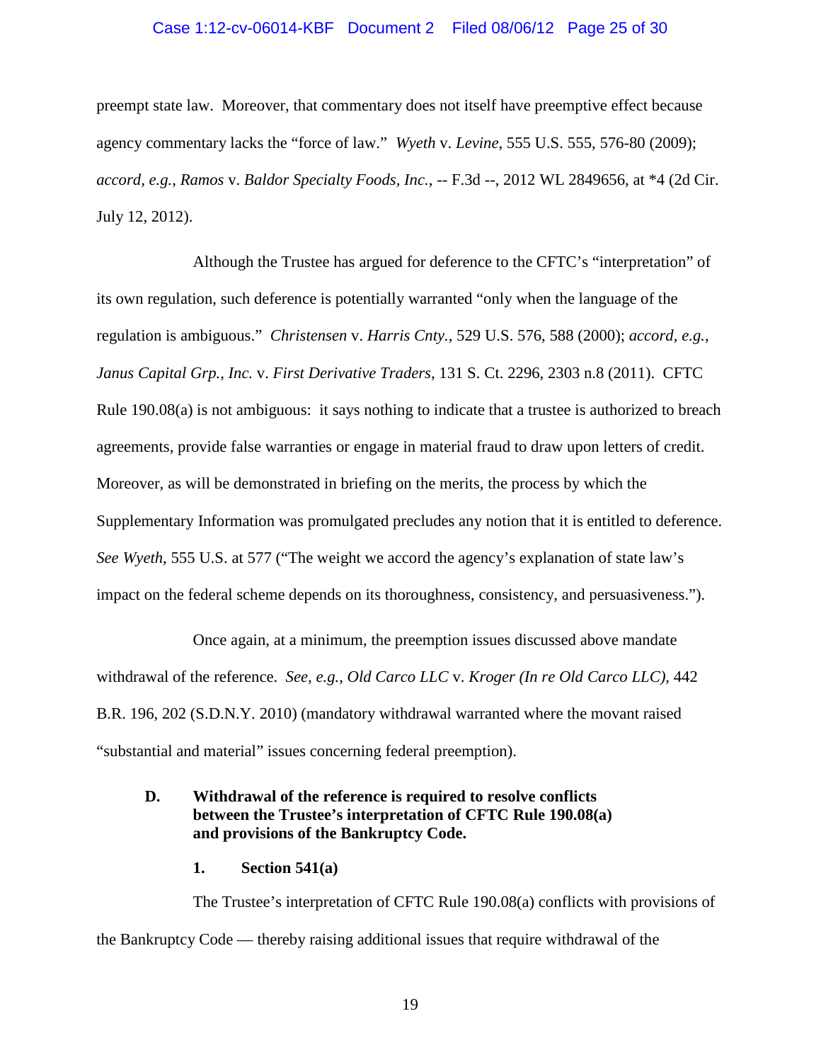preempt state law. Moreover, that commentary does not itself have preemptive effect because agency commentary lacks the "force of law." *Wyeth* v. *Levine*, 555 U.S. 555, 576-80 (2009); *accord, e.g.*, *Ramos* v. *Baldor Specialty Foods, Inc.*, -- F.3d --, 2012 WL 2849656, at *4 (2d Cir. July 12, 2012).

Although the Trustee has argued for deference to the CFTC's "interpretation" of its own regulation, such deference is potentially warranted "only when the language of the regulation is ambiguous." *Christensen* v. *Harris Cnty.*, 529 U.S. 576, 588 (2000); *accord, e.g.*, *Janus Capital Grp., Inc.* v. *First Derivative Traders*, 131 S. Ct. 2296, 2303 n.8 (2011). CFTC Rule 190.08(a) is not ambiguous: it says nothing to indicate that a trustee is authorized to breach agreements, provide false warranties or engage in material fraud to draw upon letters of credit. Moreover, as will be demonstrated in briefing on the merits, the process by which the Supplementary Information was promulgated precludes any notion that it is entitled to deference. *See Wyeth*, 555 U.S. at 577 ("The weight we accord the agency's explanation of state law's impact on the federal scheme depends on its thoroughness, consistency, and persuasiveness.").

Once again, at a minimum, the preemption issues discussed above mandate withdrawal of the reference. *See, e.g.*, *Old Carco LLC* v. *Kroger (In re Old Carco LLC)*, 442 B.R. 196, 202 (S.D.N.Y. 2010) (mandatory withdrawal warranted where the movant raised "substantial and material" issues concerning federal preemption).

### D. Withdrawal of the reference is required to resolve conflicts between the Trustee's interpretation of CFTC Rule 190.08(a) and provisions of the Bankruptcy Code.

#### 1. Section 541(a)

The Trustee's interpretation of CFTC Rule 190.08(a) conflicts with provisions of the Bankruptcy Code — thereby raising additional issues that require withdrawal of the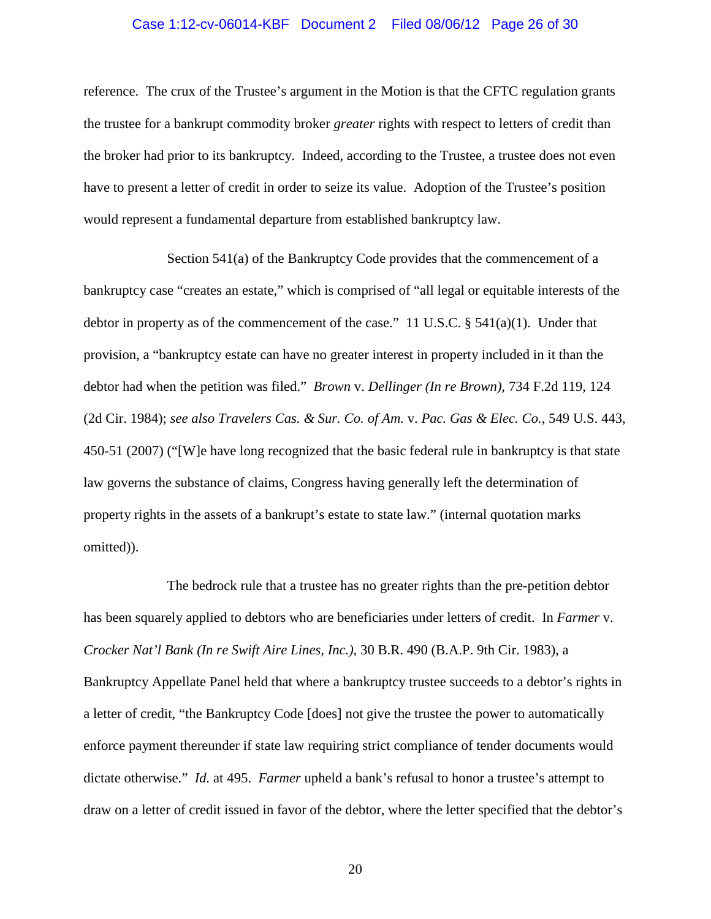reference. The crux of the Trustee's argument in the Motion is that the CFTC regulation grants the trustee for a bankrupt commodity broker *greater* rights with respect to letters of credit than the broker had prior to its bankruptcy. Indeed, according to the Trustee, a trustee does not even have to present a letter of credit in order to seize its value. Adoption of the Trustee's position would represent a fundamental departure from established bankruptcy law.

Section 541(a) of the Bankruptcy Code provides that the commencement of a bankruptcy case "creates an estate," which is comprised of "all legal or equitable interests of the debtor in property as of the commencement of the case." 11 U.S.C. § 541(a)(1). Under that provision, a "bankruptcy estate can have no greater interest in property included in it than the debtor had when the petition was filed." *Brown* v. *Dellinger (In re Brown)*, 734 F.2d 119, 124 (2d Cir. 1984); *see also Travelers Cas. & Sur. Co. of Am.* v. *Pac. Gas & Elec. Co.*, 549 U.S. 443, 450-51 (2007) ("[W]e have long recognized that the basic federal rule in bankruptcy is that state law governs the substance of claims, Congress having generally left the determination of property rights in the assets of a bankrupt's estate to state law." (internal quotation marks omitted)).

The bedrock rule that a trustee has no greater rights than the pre-petition debtor has been squarely applied to debtors who are beneficiaries under letters of credit. In *Farmer* v. *Crocker Nat'l Bank (In re Swift Aire Lines, Inc.)*, 30 B.R. 490 (B.A.P. 9th Cir. 1983), a Bankruptcy Appellate Panel held that where a bankruptcy trustee succeeds to a debtor's rights in a letter of credit, "the Bankruptcy Code [does] not give the trustee the power to automatically enforce payment thereunder if state law requiring strict compliance of tender documents would dictate otherwise." *Id.* at 495. *Farmer* upheld a bank's refusal to honor a trustee's attempt to draw on a letter of credit issued in favor of the debtor, where the letter specified that the debtor's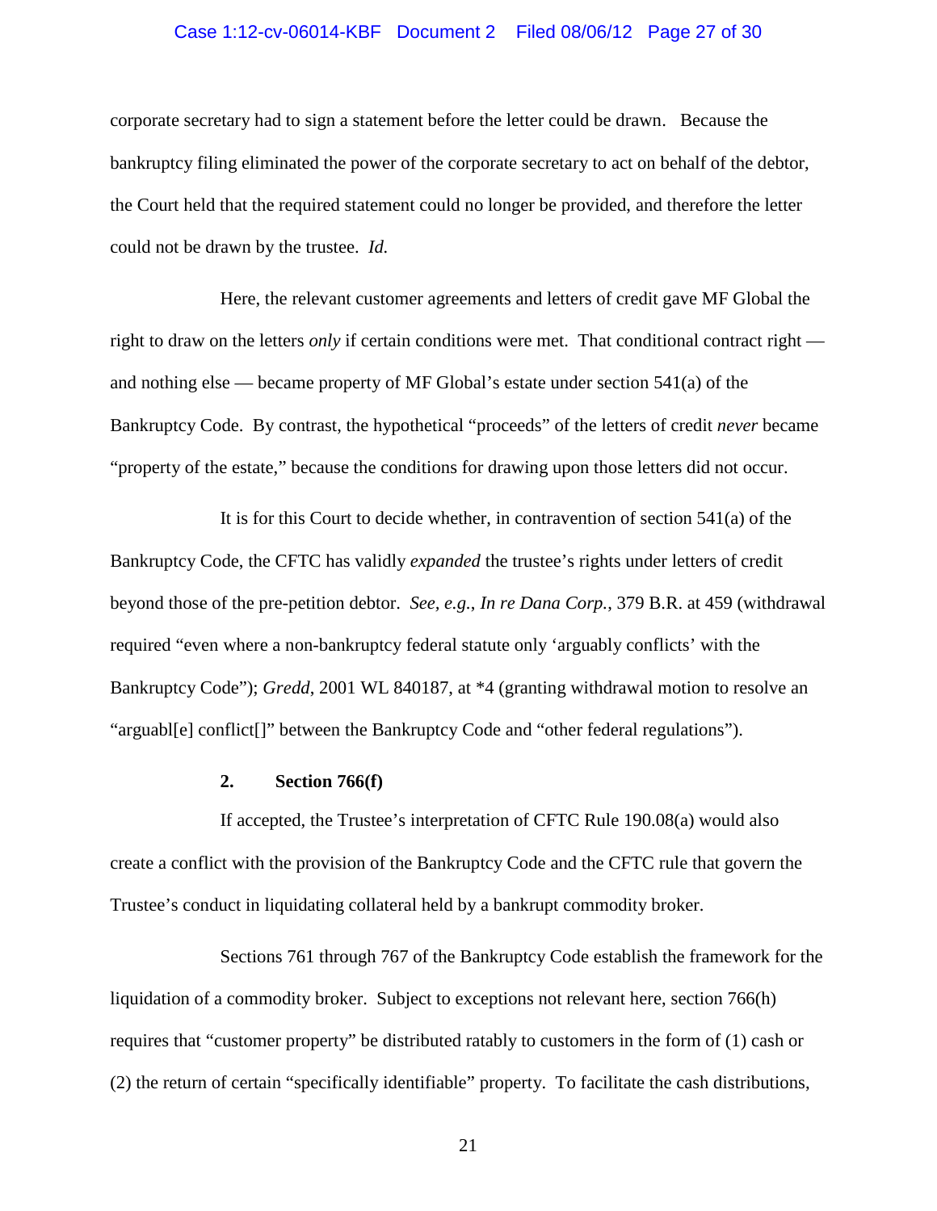corporate secretary had to sign a statement before the letter could be drawn. Because the bankruptcy filing eliminated the power of the corporate secretary to act on behalf of the debtor, the Court held that the required statement could no longer be provided, and therefore the letter could not be drawn by the trustee. *Id.*

Here, the relevant customer agreements and letters of credit gave MF Global the right to draw on the letters *only* if certain conditions were met. That conditional contract right — and nothing else — became property of MF Global's estate under section 541(a) of the Bankruptcy Code. By contrast, the hypothetical "proceeds" of the letters of credit *never* became "property of the estate," because the conditions for drawing upon those letters did not occur.

It is for this Court to decide whether, in contravention of section 541(a) of the Bankruptcy Code, the CFTC has validly *expanded* the trustee's rights under letters of credit beyond those of the pre-petition debtor. *See, e.g.*, *In re Dana Corp.*, 379 B.R. at 459 (withdrawal required "even where a non-bankruptcy federal statute only 'arguably conflicts' with the Bankruptcy Code"); *Gredd*, 2001 WL 840187, at *4 (granting withdrawal motion to resolve an "arguabl[e] conflict[]" between the Bankruptcy Code and "other federal regulations").

**2. Section 766(f)**

If accepted, the Trustee's interpretation of CFTC Rule 190.08(a) would also create a conflict with the provision of the Bankruptcy Code and the CFTC rule that govern the Trustee's conduct in liquidating collateral held by a bankrupt commodity broker.

Sections 761 through 767 of the Bankruptcy Code establish the framework for the liquidation of a commodity broker. Subject to exceptions not relevant here, section 766(h) requires that "customer property" be distributed ratably to customers in the form of (1) cash or (2) the return of certain "specifically identifiable" property. To facilitate the cash distributions,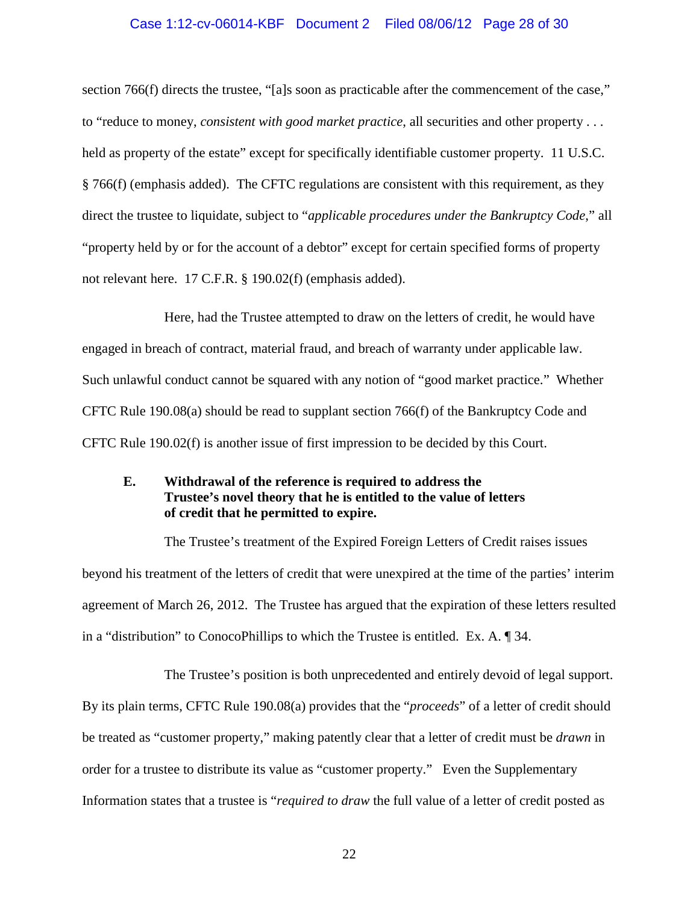section 766(f) directs the trustee, "[a]s soon as practicable after the commencement of the case," to "reduce to money, *consistent with good market practice*, all securities and other property . . . held as property of the estate" except for specifically identifiable customer property. 11 U.S.C. § 766(f) (emphasis added). The CFTC regulations are consistent with this requirement, as they direct the trustee to liquidate, subject to "*applicable procedures under the Bankruptcy Code*," all "property held by or for the account of a debtor" except for certain specified forms of property not relevant here. 17 C.F.R. § 190.02(f) (emphasis added).

Here, had the Trustee attempted to draw on the letters of credit, he would have engaged in breach of contract, material fraud, and breach of warranty under applicable law. Such unlawful conduct cannot be squared with any notion of "good market practice." Whether CFTC Rule 190.08(a) should be read to supplant section 766(f) of the Bankruptcy Code and CFTC Rule 190.02(f) is another issue of first impression to be decided by this Court.

### E. Withdrawal of the reference is required to address the Trustee's novel theory that he is entitled to the value of letters of credit that he permitted to expire.

The Trustee's treatment of the Expired Foreign Letters of Credit raises issues beyond his treatment of the letters of credit that were unexpired at the time of the parties' interim agreement of March 26, 2012. The Trustee has argued that the expiration of these letters resulted in a "distribution" to ConocoPhillips to which the Trustee is entitled. Ex. A. ¶ 34.

The Trustee's position is both unprecedented and entirely devoid of legal support. By its plain terms, CFTC Rule 190.08(a) provides that the "*proceeds*" of a letter of credit should be treated as "customer property," making patently clear that a letter of credit must be *drawn* in order for a trustee to distribute its value as "customer property." Even the Supplementary Information states that a trustee is "*required to draw* the full value of a letter of credit posted as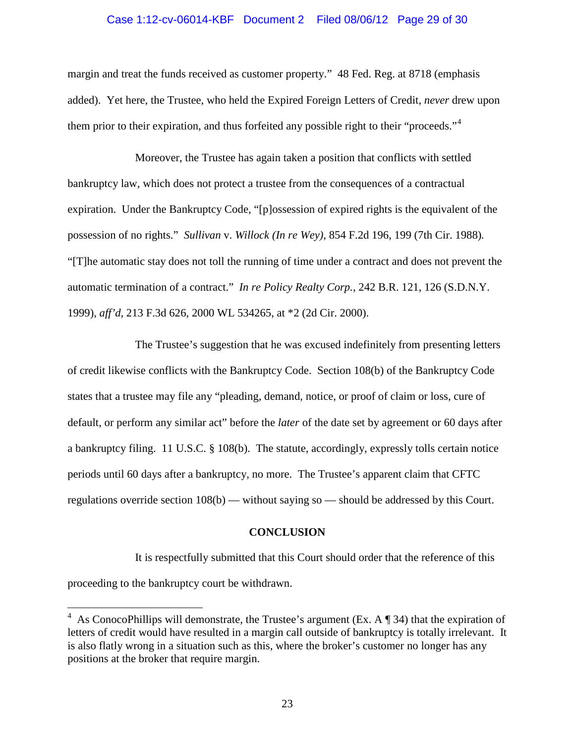margin and treat the funds received as customer property." 48 Fed. Reg. at 8718 (emphasis added). Yet here, the Trustee, who held the Expired Foreign Letters of Credit, *never* drew upon them prior to their expiration, and thus forfeited any possible right to their "proceeds."[4]

Moreover, the Trustee has again taken a position that conflicts with settled bankruptcy law, which does not protect a trustee from the consequences of a contractual expiration. Under the Bankruptcy Code, "[p]ossession of expired rights is the equivalent of the possession of no rights." *Sullivan* v. *Willock (In re Wey)*, 854 F.2d 196, 199 (7th Cir. 1988). "[T]he automatic stay does not toll the running of time under a contract and does not prevent the automatic termination of a contract." *In re Policy Realty Corp.*, 242 B.R. 121, 126 (S.D.N.Y. 1999), *aff'd*, 213 F.3d 626, 2000 WL 534265, at *2 (2d Cir. 2000).

The Trustee's suggestion that he was excused indefinitely from presenting letters of credit likewise conflicts with the Bankruptcy Code. Section 108(b) of the Bankruptcy Code states that a trustee may file any "pleading, demand, notice, or proof of claim or loss, cure of default, or perform any similar act" before the *later* of the date set by agreement or 60 days after a bankruptcy filing. 11 U.S.C. § 108(b). The statute, accordingly, expressly tolls certain notice periods until 60 days after a bankruptcy, no more. The Trustee's apparent claim that CFTC regulations override section 108(b) — without saying so — should be addressed by this Court.

## CONCLUSION

It is respectfully submitted that this Court should order that the reference of this proceeding to the bankruptcy court be withdrawn.

---

[4] As ConocoPhillips will demonstrate, the Trustee's argument (Ex. A ¶ 34) that the expiration of letters of credit would have resulted in a margin call outside of bankruptcy is totally irrelevant. It is also flatly wrong in a situation such as this, where the broker's customer no longer has any positions at the broker that require margin.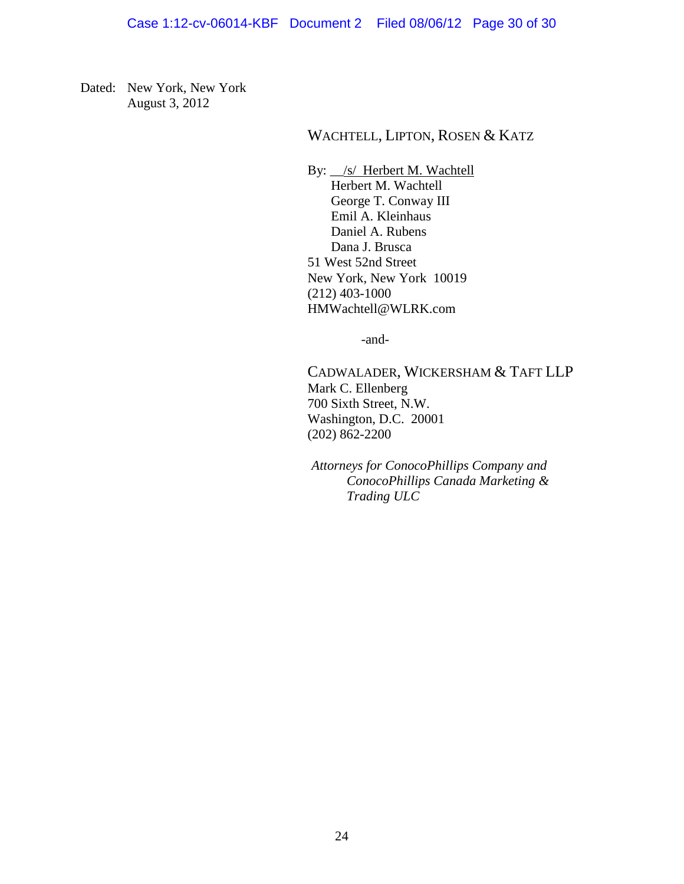Dated: New York, New York
August 3, 2012

WACHTELL, LIPTON, ROSEN & KATZ

By: /s/ Herbert M. Wachtell
Herbert M. Wachtell
George T. Conway III
Emil A. Kleinhaus
Daniel A. Rubens
Dana J. Brusca
51 West 52nd Street
New York, New York 10019
(212) 403-1000
HMWachtell@WLRK.com

-and-

CADWALADER, WICKERSHAM & TAFT LLP
Mark C. Ellenberg
700 Sixth Street, N.W.
Washington, D.C. 20001
(202) 862-2200

*Attorneys for ConocoPhillips Company and ConocoPhillips Canada Marketing & Trading ULC*